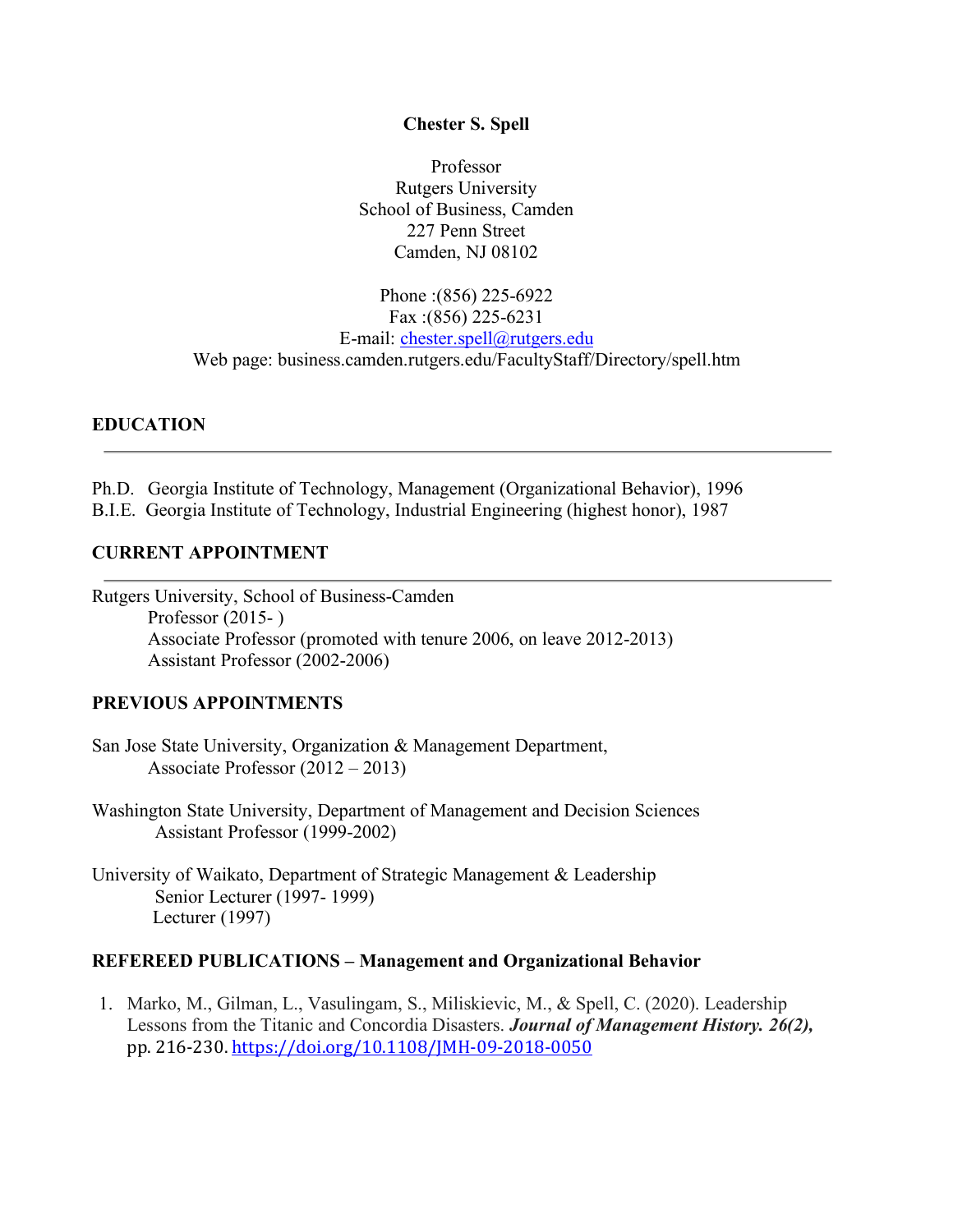**Chester S. Spell**

Professor
Rutgers University
School of Business, Camden
227 Penn Street
Camden, NJ 08102

Phone :(856) 225-6922
Fax :(856) 225-6231
E-mail: chester.spell@rutgers.edu
Web page: business.camden.rutgers.edu/FacultyStaff/Directory/spell.htm

## EDUCATION

---

Ph.D. Georgia Institute of Technology, Management (Organizational Behavior), 1996
B.I.E. Georgia Institute of Technology, Industrial Engineering (highest honor), 1987

## CURRENT APPOINTMENT

---

Rutgers University, School of Business-Camden
 Professor (2015- )
 Associate Professor (promoted with tenure 2006, on leave 2012-2013)
 Assistant Professor (2002-2006)

## PREVIOUS APPOINTMENTS

San Jose State University, Organization & Management Department,
 Associate Professor (2012 – 2013)

Washington State University, Department of Management and Decision Sciences
 Assistant Professor (1999-2002)

University of Waikato, Department of Strategic Management & Leadership
 Senior Lecturer (1997- 1999)
 Lecturer (1997)

## REFEREED PUBLICATIONS – Management and Organizational Behavior

1. Marko, M., Gilman, L., Vasulingam, S., Miliskievic, M., & Spell, C. (2020). Leadership Lessons from the Titanic and Concordia Disasters. ***Journal of Management History. 26(2),*** pp. 216-230. https://doi.org/10.1108/JMH-09-2018-0050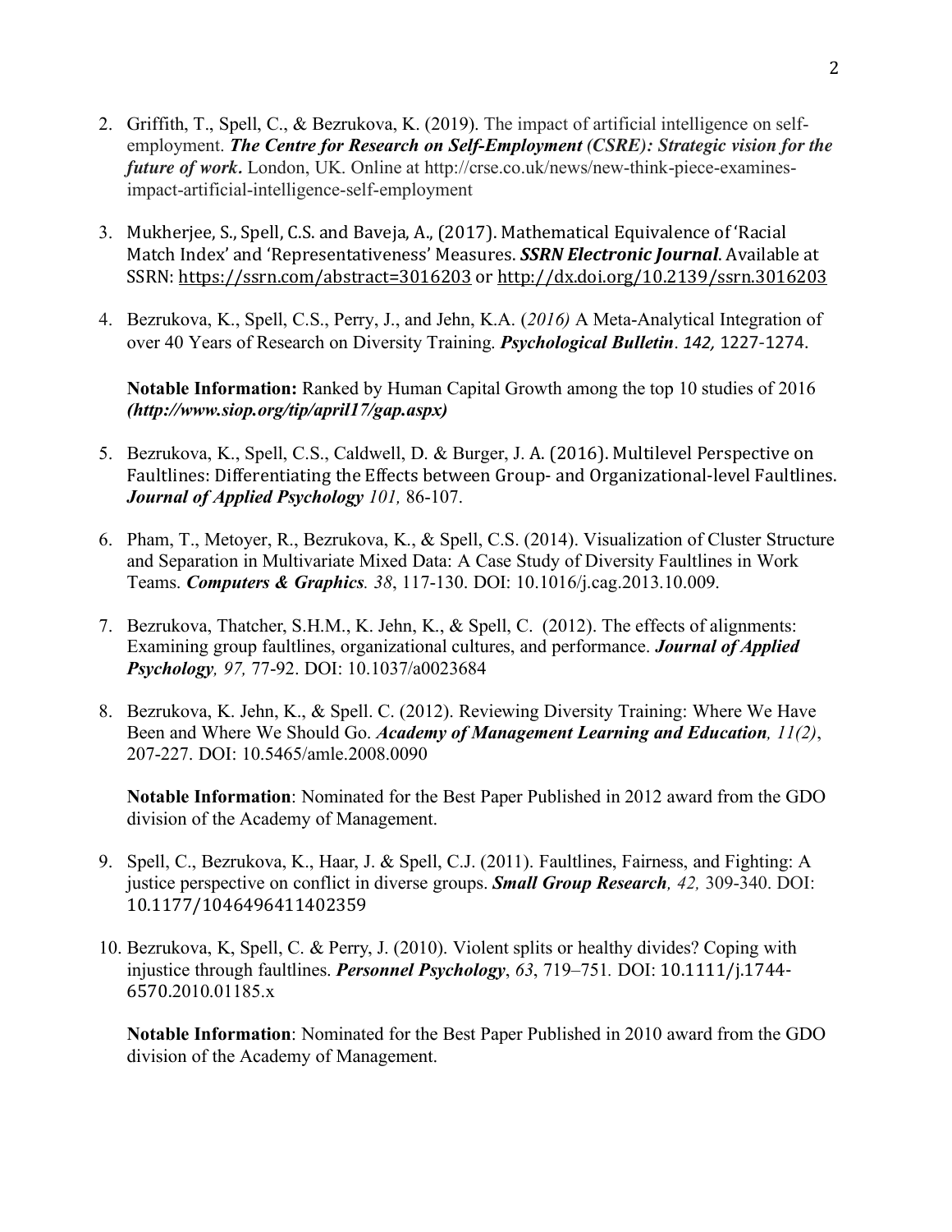2. Griffith, T., Spell, C., & Bezrukova, K. (2019). The impact of artificial intelligence on self-employment. ***The Centre for Research on Self-Employment (CSRE): Strategic vision for the future of work***. London, UK. Online at http://crse.co.uk/news/new-think-piece-examines-impact-artificial-intelligence-self-employment

3. Mukherjee, S., Spell, C.S. and Baveja, A., (2017). Mathematical Equivalence of 'Racial Match Index' and 'Representativeness' Measures. ***SSRN Electronic Journal***. Available at SSRN: https://ssrn.com/abstract=3016203 or http://dx.doi.org/10.2139/ssrn.3016203

4. Bezrukova, K., Spell, C.S., Perry, J., and Jehn, K.A. (*2016)* A Meta-Analytical Integration of over 40 Years of Research on Diversity Training. ***Psychological Bulletin***. *142,* 1227-1274.

   **Notable Information:** Ranked by Human Capital Growth among the top 10 studies of 2016 ***(http://www.siop.org/tip/april17/gap.aspx)***

5. Bezrukova, K., Spell, C.S., Caldwell, D. & Burger, J. A. (2016). Multilevel Perspective on Faultlines: Differentiating the Effects between Group- and Organizational-level Faultlines. ***Journal of Applied Psychology*** *101,* 86-107.

6. Pham, T., Metoyer, R., Bezrukova, K., & Spell, C.S. (2014). Visualization of Cluster Structure and Separation in Multivariate Mixed Data: A Case Study of Diversity Faultlines in Work Teams. ***Computers & Graphics****. 38*, 117-130. DOI: 10.1016/j.cag.2013.10.009.

7. Bezrukova, Thatcher, S.H.M., K. Jehn, K., & Spell, C. (2012). The effects of alignments: Examining group faultlines, organizational cultures, and performance. ***Journal of Applied Psychology****, 97,* 77-92. DOI: 10.1037/a0023684

8. Bezrukova, K. Jehn, K., & Spell. C. (2012). Reviewing Diversity Training: Where We Have Been and Where We Should Go. ***Academy of Management Learning and Education****, 11(2)*, 207-227. DOI: 10.5465/amle.2008.0090

   **Notable Information**: Nominated for the Best Paper Published in 2012 award from the GDO division of the Academy of Management.

9. Spell, C., Bezrukova, K., Haar, J. & Spell, C.J. (2011). Faultlines, Fairness, and Fighting: A justice perspective on conflict in diverse groups. ***Small Group Research****, 42,* 309-340. DOI: 10.1177/1046496411402359

10. Bezrukova, K, Spell, C. & Perry, J. (2010). Violent splits or healthy divides? Coping with injustice through faultlines. ***Personnel Psychology***, *63*, 719–751*.* DOI: 10.1111/j.1744-6570.2010.01185.x

    **Notable Information**: Nominated for the Best Paper Published in 2010 award from the GDO division of the Academy of Management.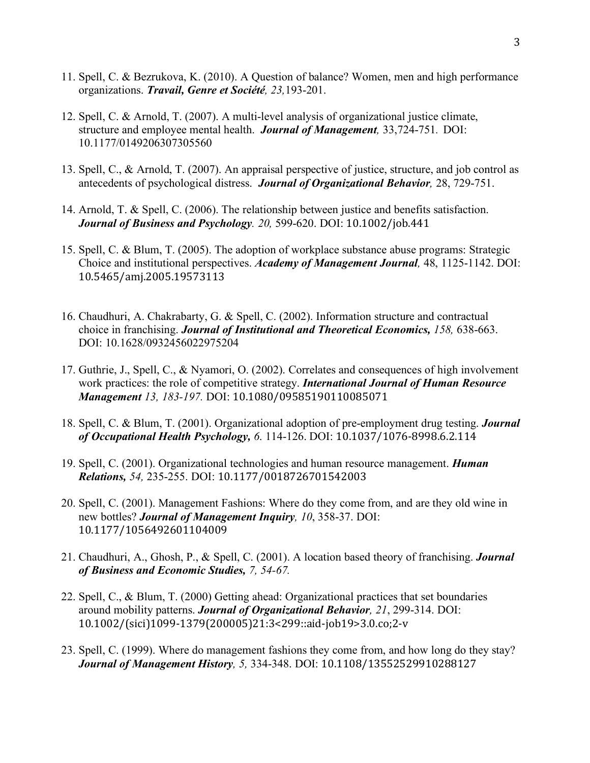11. Spell, C. & Bezrukova, K. (2010). A Question of balance? Women, men and high performance organizations. ***Travail, Genre et Société,*** *23,*193-201.

12. Spell, C. & Arnold, T. (2007). A multi-level analysis of organizational justice climate, structure and employee mental health. ***Journal of Management,*** 33,724-751. DOI: 10.1177/0149206307305560

13. Spell, C., & Arnold, T. (2007). An appraisal perspective of justice, structure, and job control as antecedents of psychological distress. ***Journal of Organizational Behavior,*** 28, 729-751.

14. Arnold, T. & Spell, C. (2006). The relationship between justice and benefits satisfaction. ***Journal of Business and Psychology****. 20,* 599-620. DOI: 10.1002/job.441

15. Spell, C. & Blum, T. (2005). The adoption of workplace substance abuse programs: Strategic Choice and institutional perspectives. ***Academy of Management Journal,*** 48, 1125-1142. DOI: 10.5465/amj.2005.19573113

16. Chaudhuri, A. Chakrabarty, G. & Spell, C. (2002). Information structure and contractual choice in franchising. ***Journal of Institutional and Theoretical Economics,*** *158,* 638-663. DOI: 10.1628/0932456022975204

17. Guthrie, J., Spell, C., & Nyamori, O. (2002). Correlates and consequences of high involvement work practices: the role of competitive strategy. ***International Journal of Human Resource Management*** *13, 183-197.* DOI: 10.1080/09585190110085071

18. Spell, C. & Blum, T. (2001). Organizational adoption of pre-employment drug testing. ***Journal of Occupational Health Psychology,*** *6.* 114-126. DOI: 10.1037/1076-8998.6.2.114

19. Spell, C. (2001). Organizational technologies and human resource management. ***Human Relations,*** *54,* 235-255. DOI: 10.1177/0018726701542003

20. Spell, C. (2001). Management Fashions: Where do they come from, and are they old wine in new bottles? ***Journal of Management Inquiry,*** *10*, 358-37. DOI: 10.1177/1056492601104009

21. Chaudhuri, A., Ghosh, P., & Spell, C. (2001). A location based theory of franchising. ***Journal of Business and Economic Studies,*** *7, 54-67.*

22. Spell, C., & Blum, T. (2000) Getting ahead: Organizational practices that set boundaries around mobility patterns. ***Journal of Organizational Behavior,*** *21*, 299-314. DOI: 10.1002/(sici)1099-1379(200005)21:3<299::aid-job19>3.0.co;2-v

23. Spell, C. (1999). Where do management fashions they come from, and how long do they stay? ***Journal of Management History,*** *5,* 334-348. DOI: 10.1108/13552529910288127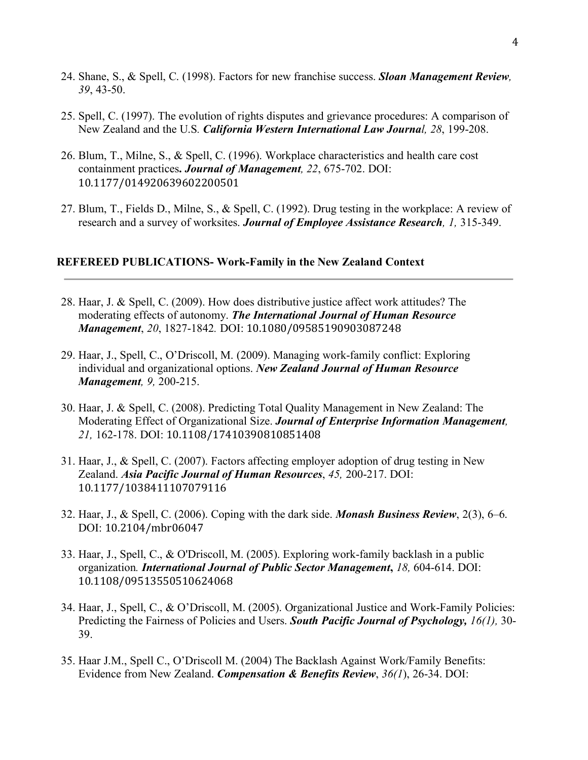24. Shane, S., & Spell, C. (1998). Factors for new franchise success. ***Sloan Management Review,*** *39*, 43-50.

25. Spell, C. (1997). The evolution of rights disputes and grievance procedures: A comparison of New Zealand and the U.S. ***California Western International Law Journal,*** *28*, 199-208.

26. Blum, T., Milne, S., & Spell, C. (1996). Workplace characteristics and health care cost containment practices**.** ***Journal of Management,*** *22*, 675-702. DOI: 10.1177/014920639602200501

27. Blum, T., Fields D., Milne, S., & Spell, C. (1992). Drug testing in the workplace: A review of research and a survey of worksites. ***Journal of Employee Assistance Research,*** *1,* 315-349.

## REFEREED PUBLICATIONS- Work-Family in the New Zealand Context

28. Haar, J. & Spell, C. (2009). How does distributive justice affect work attitudes? The moderating effects of autonomy. ***The International Journal of Human Resource Management***, *20*, 1827-1842. DOI: 10.1080/09585190903087248

29. Haar, J., Spell, C., O'Driscoll, M. (2009). Managing work-family conflict: Exploring individual and organizational options. ***New Zealand Journal of Human Resource Management,*** *9,* 200-215.

30. Haar, J. & Spell, C. (2008). Predicting Total Quality Management in New Zealand: The Moderating Effect of Organizational Size. ***Journal of Enterprise Information Management,*** *21,* 162-178. DOI: 10.1108/17410390810851408

31. Haar, J., & Spell, C. (2007). Factors affecting employer adoption of drug testing in New Zealand. ***Asia Pacific Journal of Human Resources***, *45,* 200-217. DOI: 10.1177/1038411107079116

32. Haar, J., & Spell, C. (2006). Coping with the dark side. ***Monash Business Review***, 2(3), 6–6. DOI: 10.2104/mbr06047

33. Haar, J., Spell, C., & O'Driscoll, M. (2005). Exploring work-family backlash in a public organization*.* ***International Journal of Public Sector Management*****,** *18,* 604-614. DOI: 10.1108/09513550510624068

34. Haar, J., Spell, C., & O'Driscoll, M. (2005). Organizational Justice and Work-Family Policies: Predicting the Fairness of Policies and Users. ***South Pacific Journal of Psychology,*** *16(1),* 30-39.

35. Haar J.M., Spell C., O'Driscoll M. (2004) The Backlash Against Work/Family Benefits: Evidence from New Zealand. ***Compensation & Benefits Review***, *36(1*), 26-34. DOI: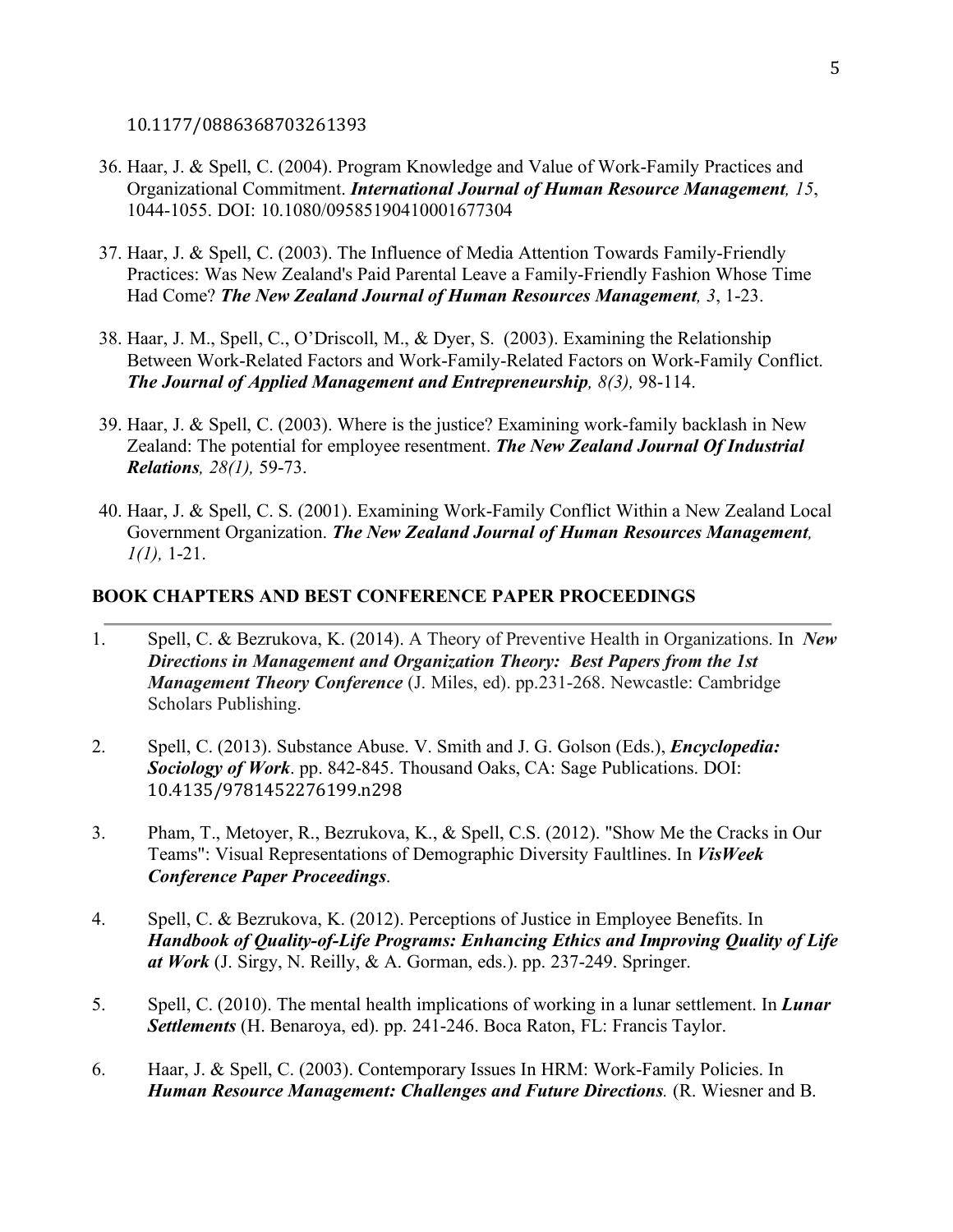10.1177/0886368703261393

36. Haar, J. & Spell, C. (2004). Program Knowledge and Value of Work-Family Practices and Organizational Commitment. ***International Journal of Human Resource Management, 15***, 1044-1055. DOI: 10.1080/09585190410001677304

37. Haar, J. & Spell, C. (2003). The Influence of Media Attention Towards Family-Friendly Practices: Was New Zealand's Paid Parental Leave a Family-Friendly Fashion Whose Time Had Come? ***The New Zealand Journal of Human Resources Management, 3***, 1-23.

38. Haar, J. M., Spell, C., O'Driscoll, M., & Dyer, S. (2003). Examining the Relationship Between Work-Related Factors and Work-Family-Related Factors on Work-Family Conflict. ***The Journal of Applied Management and Entrepreneurship, 8(3),*** 98-114.

39. Haar, J. & Spell, C. (2003). Where is the justice? Examining work-family backlash in New Zealand: The potential for employee resentment. ***The New Zealand Journal Of Industrial Relations, 28(1),*** 59-73.

40. Haar, J. & Spell, C. S. (2001). Examining Work-Family Conflict Within a New Zealand Local Government Organization. ***The New Zealand Journal of Human Resources Management, 1(1),*** 1-21.

## BOOK CHAPTERS AND BEST CONFERENCE PAPER PROCEEDINGS

1. Spell, C. & Bezrukova, K. (2014). A Theory of Preventive Health in Organizations. In ***New Directions in Management and Organization Theory: Best Papers from the 1st Management Theory Conference*** (J. Miles, ed). pp.231-268. Newcastle: Cambridge Scholars Publishing.

2. Spell, C. (2013). Substance Abuse. V. Smith and J. G. Golson (Eds.), ***Encyclopedia: Sociology of Work***. pp. 842-845. Thousand Oaks, CA: Sage Publications. DOI: 10.4135/9781452276199.n298

3. Pham, T., Metoyer, R., Bezrukova, K., & Spell, C.S. (2012). "Show Me the Cracks in Our Teams": Visual Representations of Demographic Diversity Faultlines. In ***VisWeek Conference Paper Proceedings***.

4. Spell, C. & Bezrukova, K. (2012). Perceptions of Justice in Employee Benefits. In ***Handbook of Quality-of-Life Programs: Enhancing Ethics and Improving Quality of Life at Work*** (J. Sirgy, N. Reilly, & A. Gorman, eds.). pp. 237-249. Springer.

5. Spell, C. (2010). The mental health implications of working in a lunar settlement. In ***Lunar Settlements*** (H. Benaroya, ed). pp. 241-246. Boca Raton, FL: Francis Taylor.

6. Haar, J. & Spell, C. (2003). Contemporary Issues In HRM: Work-Family Policies. In ***Human Resource Management: Challenges and Future Directions.*** (R. Wiesner and B.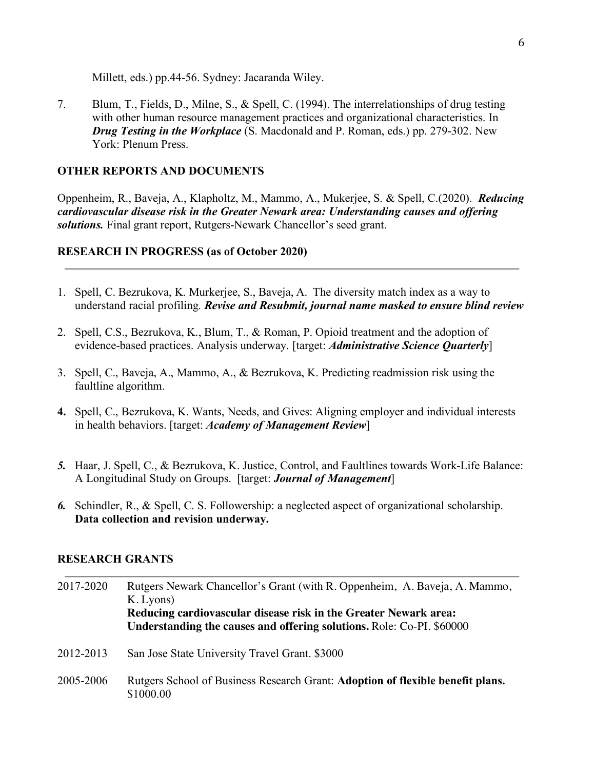Millett, eds.) pp.44-56. Sydney: Jacaranda Wiley.

7. Blum, T., Fields, D., Milne, S., & Spell, C. (1994). The interrelationships of drug testing with other human resource management practices and organizational characteristics. In ***Drug Testing in the Workplace*** (S. Macdonald and P. Roman, eds.) pp. 279-302. New York: Plenum Press.

## OTHER REPORTS AND DOCUMENTS

Oppenheim, R., Baveja, A., Klapholtz, M., Mammo, A., Mukerjee, S. & Spell, C.(2020). ***Reducing cardiovascular disease risk in the Greater Newark area: Understanding causes and offering solutions.*** Final grant report, Rutgers-Newark Chancellor's seed grant.

## RESEARCH IN PROGRESS (as of October 2020)

1. Spell, C. Bezrukova, K. Murkerjee, S., Baveja, A. The diversity match index as a way to understand racial profiling. ***Revise and Resubmit, journal name masked to ensure blind review***
2. Spell, C.S., Bezrukova, K., Blum, T., & Roman, P. Opioid treatment and the adoption of evidence-based practices. Analysis underway. [target: ***Administrative Science Quarterly***]
3. Spell, C., Baveja, A., Mammo, A., & Bezrukova, K. Predicting readmission risk using the faultline algorithm.
4. Spell, C., Bezrukova, K. Wants, Needs, and Gives: Aligning employer and individual interests in health behaviors. [target: ***Academy of Management Review***]
5. Haar, J. Spell, C., & Bezrukova, K. Justice, Control, and Faultlines towards Work-Life Balance: A Longitudinal Study on Groups. [target: ***Journal of Management***]
6. Schindler, R., & Spell, C. S. Followership: a neglected aspect of organizational scholarship. **Data collection and revision underway.**

## RESEARCH GRANTS

2017-2020 Rutgers Newark Chancellor's Grant (with R. Oppenheim, A. Baveja, A. Mammo, K. Lyons)
**Reducing cardiovascular disease risk in the Greater Newark area: Understanding the causes and offering solutions.** Role: Co-PI. $60000

2012-2013 San Jose State University Travel Grant. $3000

2005-2006 Rutgers School of Business Research Grant: **Adoption of flexible benefit plans.** $1000.00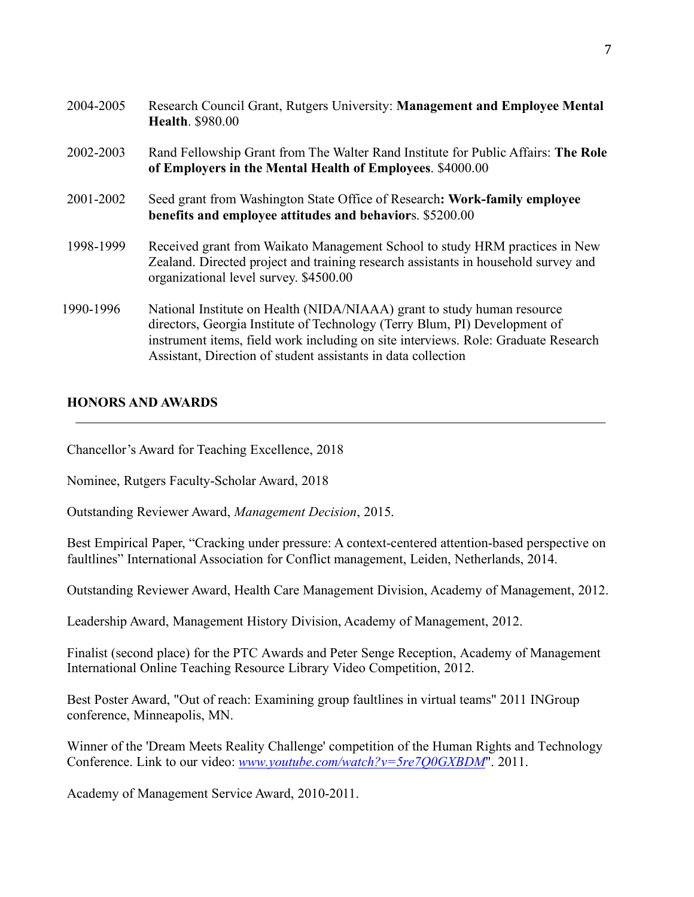2004-2005 Research Council Grant, Rutgers University: **Management and Employee Mental Health**. $980.00

2002-2003 Rand Fellowship Grant from The Walter Rand Institute for Public Affairs: **The Role of Employers in the Mental Health of Employees**. $4000.00

2001-2002 Seed grant from Washington State Office of Research**: Work-family employee benefits and employee attitudes and behavior**s. $5200.00

1998-1999 Received grant from Waikato Management School to study HRM practices in New Zealand. Directed project and training research assistants in household survey and organizational level survey. $4500.00

1990-1996 National Institute on Health (NIDA/NIAAA) grant to study human resource directors, Georgia Institute of Technology (Terry Blum, PI) Development of instrument items, field work including on site interviews. Role: Graduate Research Assistant, Direction of student assistants in data collection

## HONORS AND AWARDS

---

Chancellor's Award for Teaching Excellence, 2018

Nominee, Rutgers Faculty-Scholar Award, 2018

Outstanding Reviewer Award, *Management Decision*, 2015.

Best Empirical Paper, "Cracking under pressure: A context-centered attention-based perspective on faultlines" International Association for Conflict management, Leiden, Netherlands, 2014.

Outstanding Reviewer Award, Health Care Management Division, Academy of Management, 2012.

Leadership Award, Management History Division, Academy of Management, 2012.

Finalist (second place) for the PTC Awards and Peter Senge Reception, Academy of Management International Online Teaching Resource Library Video Competition, 2012.

Best Poster Award, "Out of reach: Examining group faultlines in virtual teams" 2011 INGroup conference, Minneapolis, MN.

Winner of the 'Dream Meets Reality Challenge' competition of the Human Rights and Technology Conference. Link to our video: *www.youtube.com/watch?v=5re7Q0GXBDM*". 2011.

Academy of Management Service Award, 2010-2011.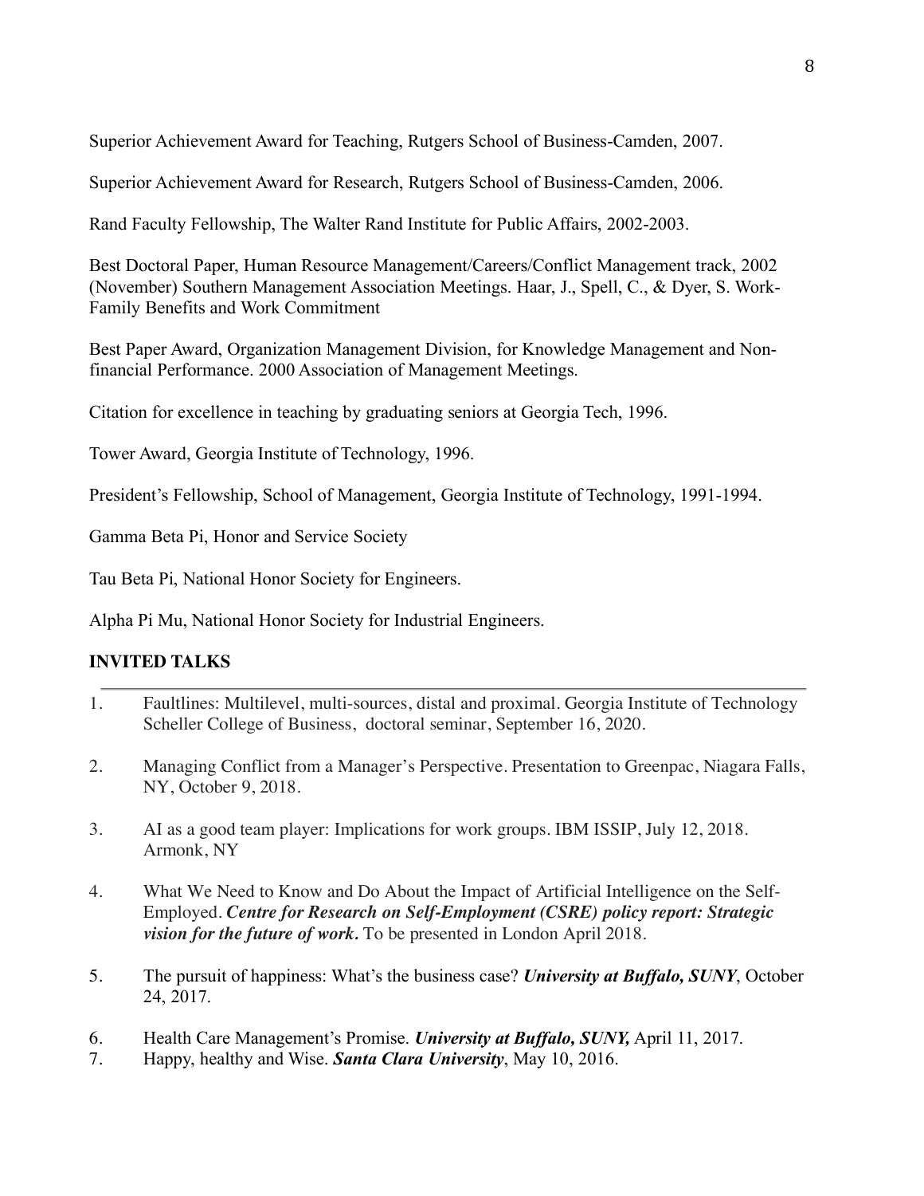Superior Achievement Award for Teaching, Rutgers School of Business-Camden, 2007.

Superior Achievement Award for Research, Rutgers School of Business-Camden, 2006.

Rand Faculty Fellowship, The Walter Rand Institute for Public Affairs, 2002-2003.

Best Doctoral Paper, Human Resource Management/Careers/Conflict Management track, 2002 (November) Southern Management Association Meetings. Haar, J., Spell, C., & Dyer, S. Work-Family Benefits and Work Commitment

Best Paper Award, Organization Management Division, for Knowledge Management and Non-financial Performance. 2000 Association of Management Meetings.

Citation for excellence in teaching by graduating seniors at Georgia Tech, 1996.

Tower Award, Georgia Institute of Technology, 1996.

President's Fellowship, School of Management, Georgia Institute of Technology, 1991-1994.

Gamma Beta Pi, Honor and Service Society

Tau Beta Pi, National Honor Society for Engineers.

Alpha Pi Mu, National Honor Society for Industrial Engineers.

## INVITED TALKS

1. Faultlines: Multilevel, multi-sources, distal and proximal. Georgia Institute of Technology Scheller College of Business, doctoral seminar, September 16, 2020.

2. Managing Conflict from a Manager's Perspective. Presentation to Greenpac, Niagara Falls, NY, October 9, 2018.

3. AI as a good team player: Implications for work groups. IBM ISSIP, July 12, 2018. Armonk, NY

4. What We Need to Know and Do About the Impact of Artificial Intelligence on the Self-Employed. ***Centre for Research on Self-Employment (CSRE) policy report: Strategic vision for the future of work.*** To be presented in London April 2018.

5. The pursuit of happiness: What's the business case? ***University at Buffalo, SUNY***, October 24, 2017.

6. Health Care Management's Promise. ***University at Buffalo, SUNY,*** April 11, 2017.
7. Happy, healthy and Wise. ***Santa Clara University***, May 10, 2016.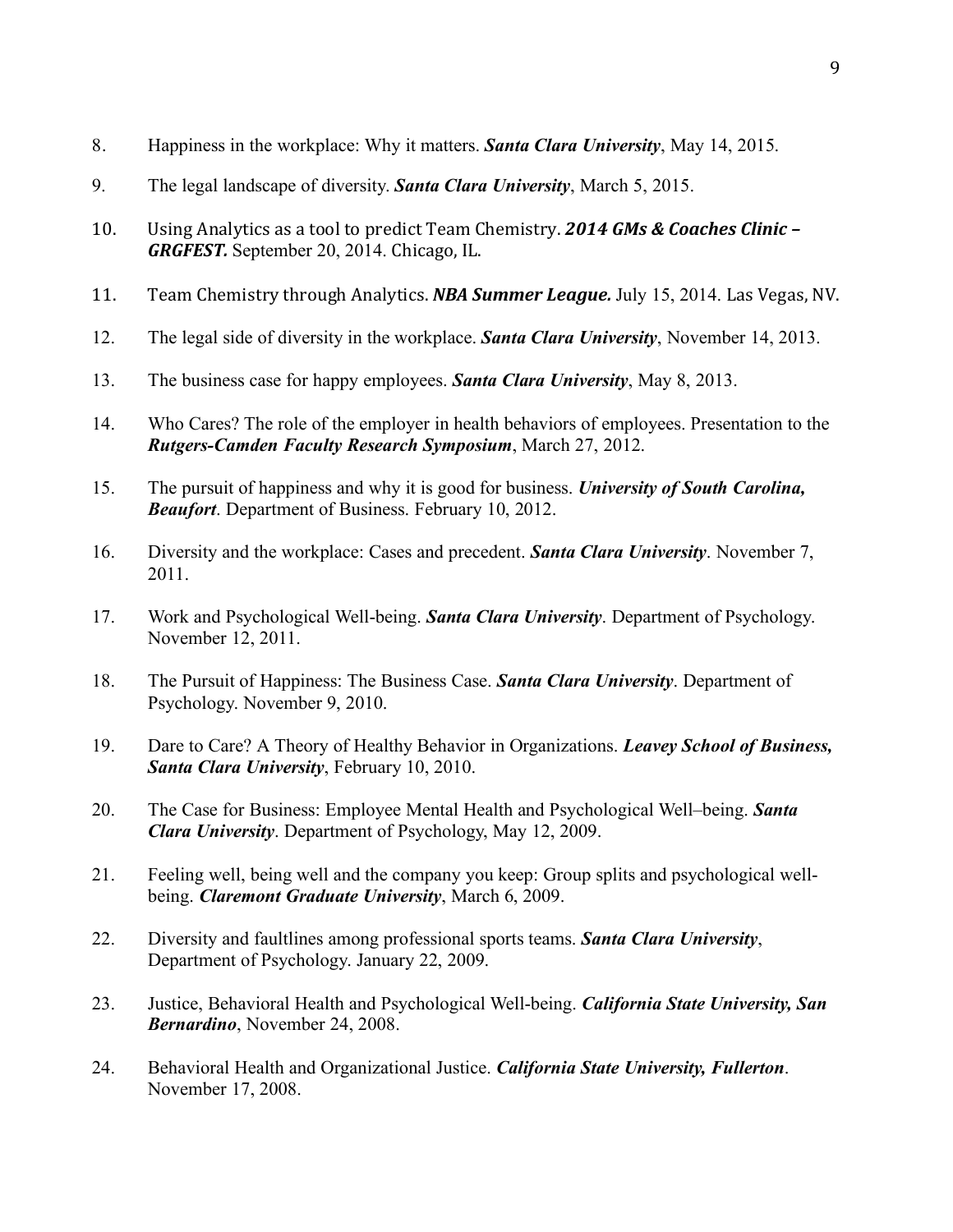8. Happiness in the workplace: Why it matters. ***Santa Clara University***, May 14, 2015.

9. The legal landscape of diversity. ***Santa Clara University***, March 5, 2015.

10. Using Analytics as a tool to predict Team Chemistry. ***2014 GMs & Coaches Clinic – GRGFEST.*** September 20, 2014. Chicago, IL.

11. Team Chemistry through Analytics. ***NBA Summer League.*** July 15, 2014. Las Vegas, NV.

12. The legal side of diversity in the workplace. ***Santa Clara University***, November 14, 2013.

13. The business case for happy employees. ***Santa Clara University***, May 8, 2013.

14. Who Cares? The role of the employer in health behaviors of employees. Presentation to the ***Rutgers-Camden Faculty Research Symposium***, March 27, 2012.

15. The pursuit of happiness and why it is good for business. ***University of South Carolina, Beaufort***. Department of Business. February 10, 2012.

16. Diversity and the workplace: Cases and precedent. ***Santa Clara University***. November 7, 2011.

17. Work and Psychological Well-being. ***Santa Clara University***. Department of Psychology. November 12, 2011.

18. The Pursuit of Happiness: The Business Case. ***Santa Clara University***. Department of Psychology. November 9, 2010.

19. Dare to Care? A Theory of Healthy Behavior in Organizations. ***Leavey School of Business, Santa Clara University***, February 10, 2010.

20. The Case for Business: Employee Mental Health and Psychological Well–being. ***Santa Clara University***. Department of Psychology, May 12, 2009.

21. Feeling well, being well and the company you keep: Group splits and psychological well-being. ***Claremont Graduate University***, March 6, 2009.

22. Diversity and faultlines among professional sports teams. ***Santa Clara University***, Department of Psychology. January 22, 2009.

23. Justice, Behavioral Health and Psychological Well-being. ***California State University, San Bernardino***, November 24, 2008.

24. Behavioral Health and Organizational Justice. ***California State University, Fullerton***. November 17, 2008.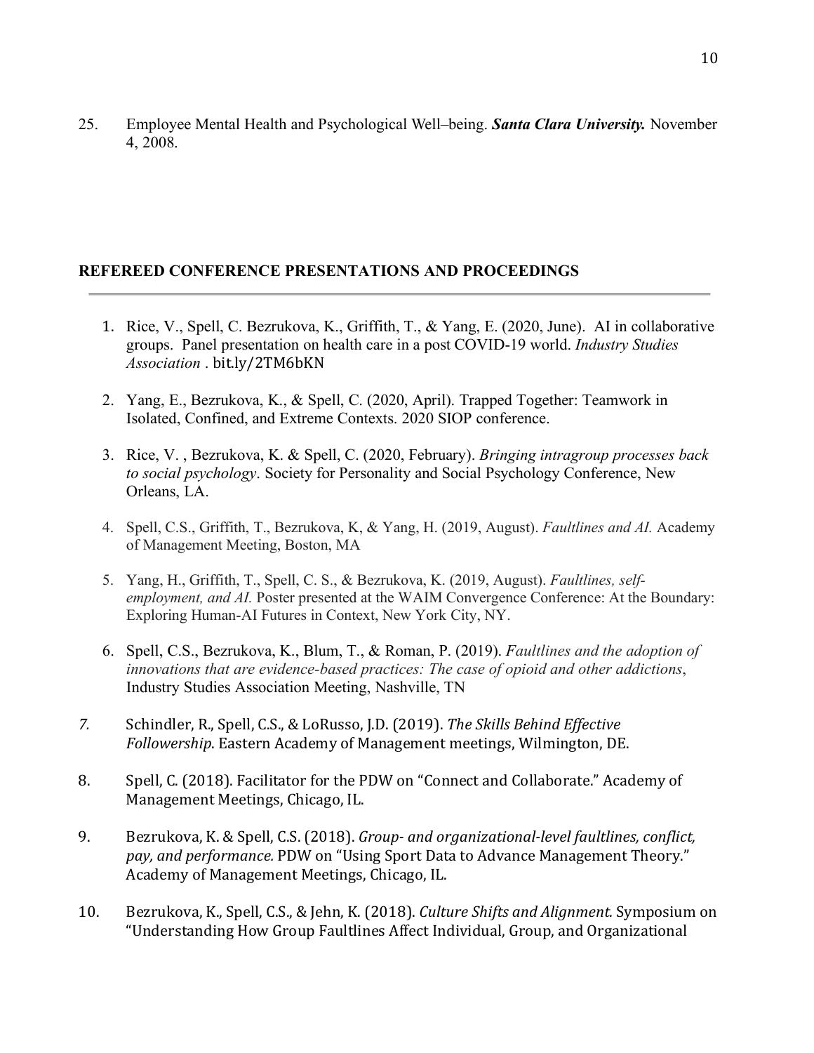25. Employee Mental Health and Psychological Well–being. ***Santa Clara University.*** November 4, 2008.

## REFEREED CONFERENCE PRESENTATIONS AND PROCEEDINGS

1. Rice, V., Spell, C. Bezrukova, K., Griffith, T., & Yang, E. (2020, June). AI in collaborative groups. Panel presentation on health care in a post COVID-19 world. *Industry Studies Association* . bit.ly/2TM6bKN

2. Yang, E., Bezrukova, K., & Spell, C. (2020, April). Trapped Together: Teamwork in Isolated, Confined, and Extreme Contexts. 2020 SIOP conference.

3. Rice, V. , Bezrukova, K. & Spell, C. (2020, February). *Bringing intragroup processes back to social psychology*. Society for Personality and Social Psychology Conference, New Orleans, LA.

4. Spell, C.S., Griffith, T., Bezrukova, K, & Yang, H. (2019, August). *Faultlines and AI.* Academy of Management Meeting, Boston, MA

5. Yang, H., Griffith, T., Spell, C. S., & Bezrukova, K. (2019, August). *Faultlines, self-employment, and AI.* Poster presented at the WAIM Convergence Conference: At the Boundary: Exploring Human-AI Futures in Context, New York City, NY.

6. Spell, C.S., Bezrukova, K., Blum, T., & Roman, P. (2019). *Faultlines and the adoption of innovations that are evidence-based practices: The case of opioid and other addictions*, Industry Studies Association Meeting, Nashville, TN

7. Schindler, R., Spell, C.S., & LoRusso, J.D. (2019). *The Skills Behind Effective Followership*. Eastern Academy of Management meetings, Wilmington, DE.

8. Spell, C. (2018). Facilitator for the PDW on "Connect and Collaborate." Academy of Management Meetings, Chicago, IL.

9. Bezrukova, K. & Spell, C.S. (2018). *Group- and organizational-level faultlines, conflict, pay, and performance.* PDW on "Using Sport Data to Advance Management Theory." Academy of Management Meetings, Chicago, IL.

10. Bezrukova, K., Spell, C.S., & Jehn, K. (2018). *Culture Shifts and Alignment.* Symposium on "Understanding How Group Faultlines Affect Individual, Group, and Organizational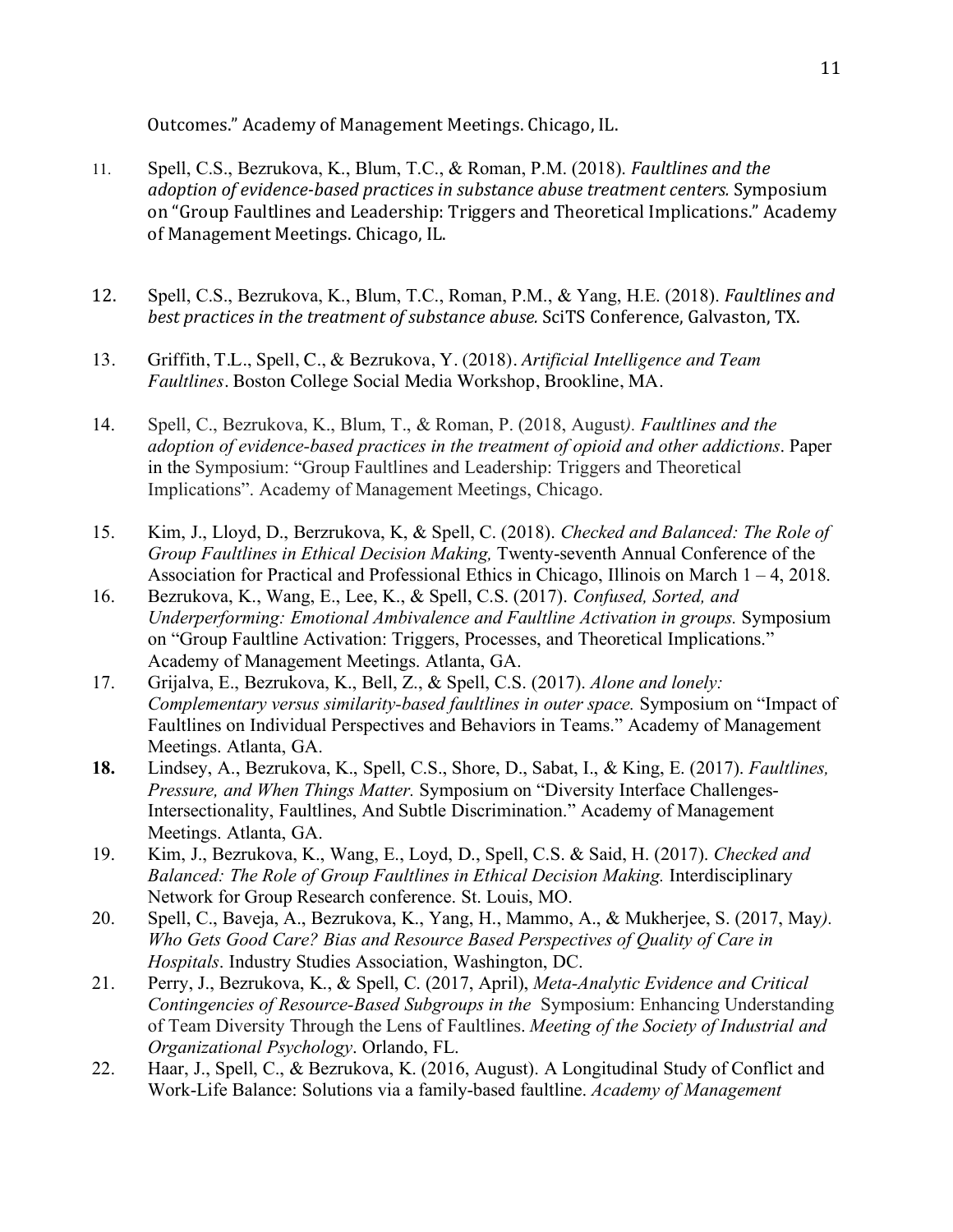Outcomes." Academy of Management Meetings. Chicago, IL.

11. Spell, C.S., Bezrukova, K., Blum, T.C., & Roman, P.M. (2018). *Faultlines and the adoption of evidence-based practices in substance abuse treatment centers.* Symposium on "Group Faultlines and Leadership: Triggers and Theoretical Implications." Academy of Management Meetings. Chicago, IL.

12. Spell, C.S., Bezrukova, K., Blum, T.C., Roman, P.M., & Yang, H.E. (2018). *Faultlines and best practices in the treatment of substance abuse.* SciTS Conference, Galvaston, TX.

13. Griffith, T.L., Spell, C., & Bezrukova, Y. (2018). *Artificial Intelligence and Team Faultlines*. Boston College Social Media Workshop, Brookline, MA.

14. Spell, C., Bezrukova, K., Blum, T., & Roman, P. (2018, August*). Faultlines and the adoption of evidence-based practices in the treatment of opioid and other addictions*. Paper in the Symposium: "Group Faultlines and Leadership: Triggers and Theoretical Implications". Academy of Management Meetings, Chicago.

15. Kim, J., Lloyd, D., Berzrukova, K, & Spell, C. (2018). *Checked and Balanced: The Role of Group Faultlines in Ethical Decision Making,* Twenty-seventh Annual Conference of the Association for Practical and Professional Ethics in Chicago, Illinois on March 1 – 4, 2018.

16. Bezrukova, K., Wang, E., Lee, K., & Spell, C.S. (2017). *Confused, Sorted, and Underperforming: Emotional Ambivalence and Faultline Activation in groups.* Symposium on "Group Faultline Activation: Triggers, Processes, and Theoretical Implications." Academy of Management Meetings. Atlanta, GA.

17. Grijalva, E., Bezrukova, K., Bell, Z., & Spell, C.S. (2017). *Alone and lonely: Complementary versus similarity-based faultlines in outer space.* Symposium on "Impact of Faultlines on Individual Perspectives and Behaviors in Teams." Academy of Management Meetings. Atlanta, GA.

**18.** Lindsey, A., Bezrukova, K., Spell, C.S., Shore, D., Sabat, I., & King, E. (2017). *Faultlines, Pressure, and When Things Matter.* Symposium on "Diversity Interface Challenges-Intersectionality, Faultlines, And Subtle Discrimination." Academy of Management Meetings. Atlanta, GA.

19. Kim, J., Bezrukova, K., Wang, E., Loyd, D., Spell, C.S. & Said, H. (2017). *Checked and Balanced: The Role of Group Faultlines in Ethical Decision Making.* Interdisciplinary Network for Group Research conference. St. Louis, MO.

20. Spell, C., Baveja, A., Bezrukova, K., Yang, H., Mammo, A., & Mukherjee, S. (2017, May*). Who Gets Good Care? Bias and Resource Based Perspectives of Quality of Care in Hospitals*. Industry Studies Association, Washington, DC.

21. Perry, J., Bezrukova, K., & Spell, C. (2017, April), *Meta-Analytic Evidence and Critical Contingencies of Resource-Based Subgroups in the* Symposium: Enhancing Understanding of Team Diversity Through the Lens of Faultlines. *Meeting of the Society of Industrial and Organizational Psychology*. Orlando, FL.

22. Haar, J., Spell, C., & Bezrukova, K. (2016, August). A Longitudinal Study of Conflict and Work-Life Balance: Solutions via a family-based faultline. *Academy of Management*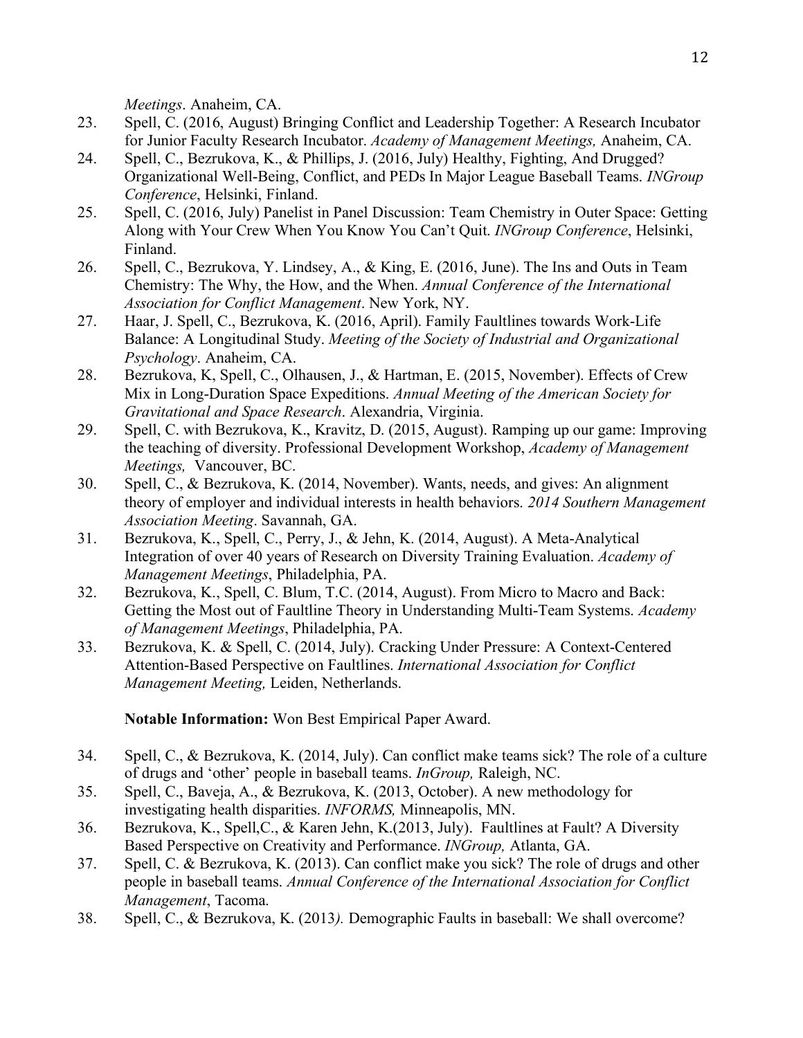*Meetings*. Anaheim, CA.

23. Spell, C. (2016, August) Bringing Conflict and Leadership Together: A Research Incubator for Junior Faculty Research Incubator. *Academy of Management Meetings,* Anaheim, CA.
24. Spell, C., Bezrukova, K., & Phillips, J. (2016, July) Healthy, Fighting, And Drugged? Organizational Well-Being, Conflict, and PEDs In Major League Baseball Teams. *INGroup Conference*, Helsinki, Finland.
25. Spell, C. (2016, July) Panelist in Panel Discussion: Team Chemistry in Outer Space: Getting Along with Your Crew When You Know You Can't Quit. *INGroup Conference*, Helsinki, Finland.
26. Spell, C., Bezrukova, Y. Lindsey, A., & King, E. (2016, June). The Ins and Outs in Team Chemistry: The Why, the How, and the When. *Annual Conference of the International Association for Conflict Management*. New York, NY.
27. Haar, J. Spell, C., Bezrukova, K. (2016, April). Family Faultlines towards Work-Life Balance: A Longitudinal Study. *Meeting of the Society of Industrial and Organizational Psychology*. Anaheim, CA.
28. Bezrukova, K, Spell, C., Olhausen, J., & Hartman, E. (2015, November). Effects of Crew Mix in Long-Duration Space Expeditions. *Annual Meeting of the American Society for Gravitational and Space Research*. Alexandria, Virginia.
29. Spell, C. with Bezrukova, K., Kravitz, D. (2015, August). Ramping up our game: Improving the teaching of diversity. Professional Development Workshop, *Academy of Management Meetings,* Vancouver, BC.
30. Spell, C., & Bezrukova, K. (2014, November). Wants, needs, and gives: An alignment theory of employer and individual interests in health behaviors. *2014 Southern Management Association Meeting*. Savannah, GA.
31. Bezrukova, K., Spell, C., Perry, J., & Jehn, K. (2014, August). A Meta-Analytical Integration of over 40 years of Research on Diversity Training Evaluation. *Academy of Management Meetings*, Philadelphia, PA.
32. Bezrukova, K., Spell, C. Blum, T.C. (2014, August). From Micro to Macro and Back: Getting the Most out of Faultline Theory in Understanding Multi-Team Systems. *Academy of Management Meetings*, Philadelphia, PA.
33. Bezrukova, K. & Spell, C. (2014, July). Cracking Under Pressure: A Context-Centered Attention-Based Perspective on Faultlines. *International Association for Conflict Management Meeting,* Leiden, Netherlands.

    **Notable Information:** Won Best Empirical Paper Award.

34. Spell, C., & Bezrukova, K. (2014, July). Can conflict make teams sick? The role of a culture of drugs and 'other' people in baseball teams. *InGroup,* Raleigh, NC.
35. Spell, C., Baveja, A., & Bezrukova, K. (2013, October). A new methodology for investigating health disparities. *INFORMS,* Minneapolis, MN.
36. Bezrukova, K., Spell,C., & Karen Jehn, K.(2013, July). Faultlines at Fault? A Diversity Based Perspective on Creativity and Performance. *INGroup,* Atlanta, GA.
37. Spell, C. & Bezrukova, K. (2013). Can conflict make you sick? The role of drugs and other people in baseball teams. *Annual Conference of the International Association for Conflict Management*, Tacoma.
38. Spell, C., & Bezrukova, K. (2013*).* Demographic Faults in baseball: We shall overcome?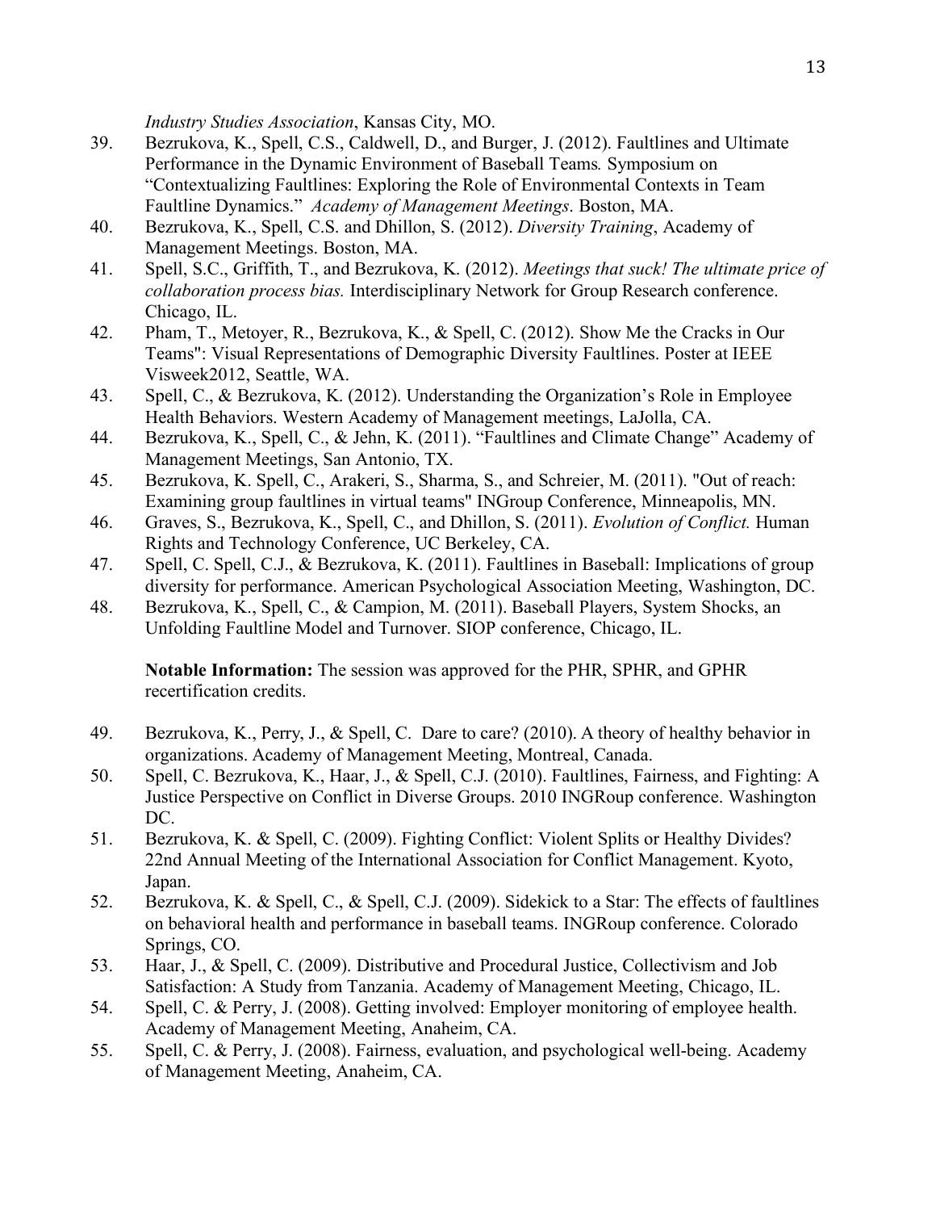*Industry Studies Association*, Kansas City, MO.

39. Bezrukova, K., Spell, C.S., Caldwell, D., and Burger, J. (2012). Faultlines and Ultimate Performance in the Dynamic Environment of Baseball Teams*.* Symposium on "Contextualizing Faultlines: Exploring the Role of Environmental Contexts in Team Faultline Dynamics." *Academy of Management Meetings*. Boston, MA.
40. Bezrukova, K., Spell, C.S. and Dhillon, S. (2012). *Diversity Training*, Academy of Management Meetings. Boston, MA.
41. Spell, S.C., Griffith, T., and Bezrukova, K. (2012). *Meetings that suck! The ultimate price of collaboration process bias.* Interdisciplinary Network for Group Research conference. Chicago, IL.
42. Pham, T., Metoyer, R., Bezrukova, K., & Spell, C. (2012). Show Me the Cracks in Our Teams": Visual Representations of Demographic Diversity Faultlines. Poster at IEEE Visweek2012, Seattle, WA.
43. Spell, C., & Bezrukova, K. (2012). Understanding the Organization's Role in Employee Health Behaviors. Western Academy of Management meetings, LaJolla, CA.
44. Bezrukova, K., Spell, C., & Jehn, K. (2011). "Faultlines and Climate Change" Academy of Management Meetings, San Antonio, TX.
45. Bezrukova, K. Spell, C., Arakeri, S., Sharma, S., and Schreier, M. (2011). "Out of reach: Examining group faultlines in virtual teams" INGroup Conference, Minneapolis, MN.
46. Graves, S., Bezrukova, K., Spell, C., and Dhillon, S. (2011). *Evolution of Conflict.* Human Rights and Technology Conference, UC Berkeley, CA.
47. Spell, C. Spell, C.J., & Bezrukova, K. (2011). Faultlines in Baseball: Implications of group diversity for performance. American Psychological Association Meeting, Washington, DC.
48. Bezrukova, K., Spell, C., & Campion, M. (2011). Baseball Players, System Shocks, an Unfolding Faultline Model and Turnover. SIOP conference, Chicago, IL.

    **Notable Information:** The session was approved for the PHR, SPHR, and GPHR recertification credits.

49. Bezrukova, K., Perry, J., & Spell, C. Dare to care? (2010). A theory of healthy behavior in organizations. Academy of Management Meeting, Montreal, Canada.
50. Spell, C. Bezrukova, K., Haar, J., & Spell, C.J. (2010). Faultlines, Fairness, and Fighting: A Justice Perspective on Conflict in Diverse Groups. 2010 INGRoup conference. Washington DC.
51. Bezrukova, K. & Spell, C. (2009). Fighting Conflict: Violent Splits or Healthy Divides? 22nd Annual Meeting of the International Association for Conflict Management. Kyoto, Japan.
52. Bezrukova, K. & Spell, C., & Spell, C.J. (2009). Sidekick to a Star: The effects of faultlines on behavioral health and performance in baseball teams. INGRoup conference. Colorado Springs, CO.
53. Haar, J., & Spell, C. (2009). Distributive and Procedural Justice, Collectivism and Job Satisfaction: A Study from Tanzania. Academy of Management Meeting, Chicago, IL.
54. Spell, C. & Perry, J. (2008). Getting involved: Employer monitoring of employee health. Academy of Management Meeting, Anaheim, CA.
55. Spell, C. & Perry, J. (2008). Fairness, evaluation, and psychological well-being. Academy of Management Meeting, Anaheim, CA.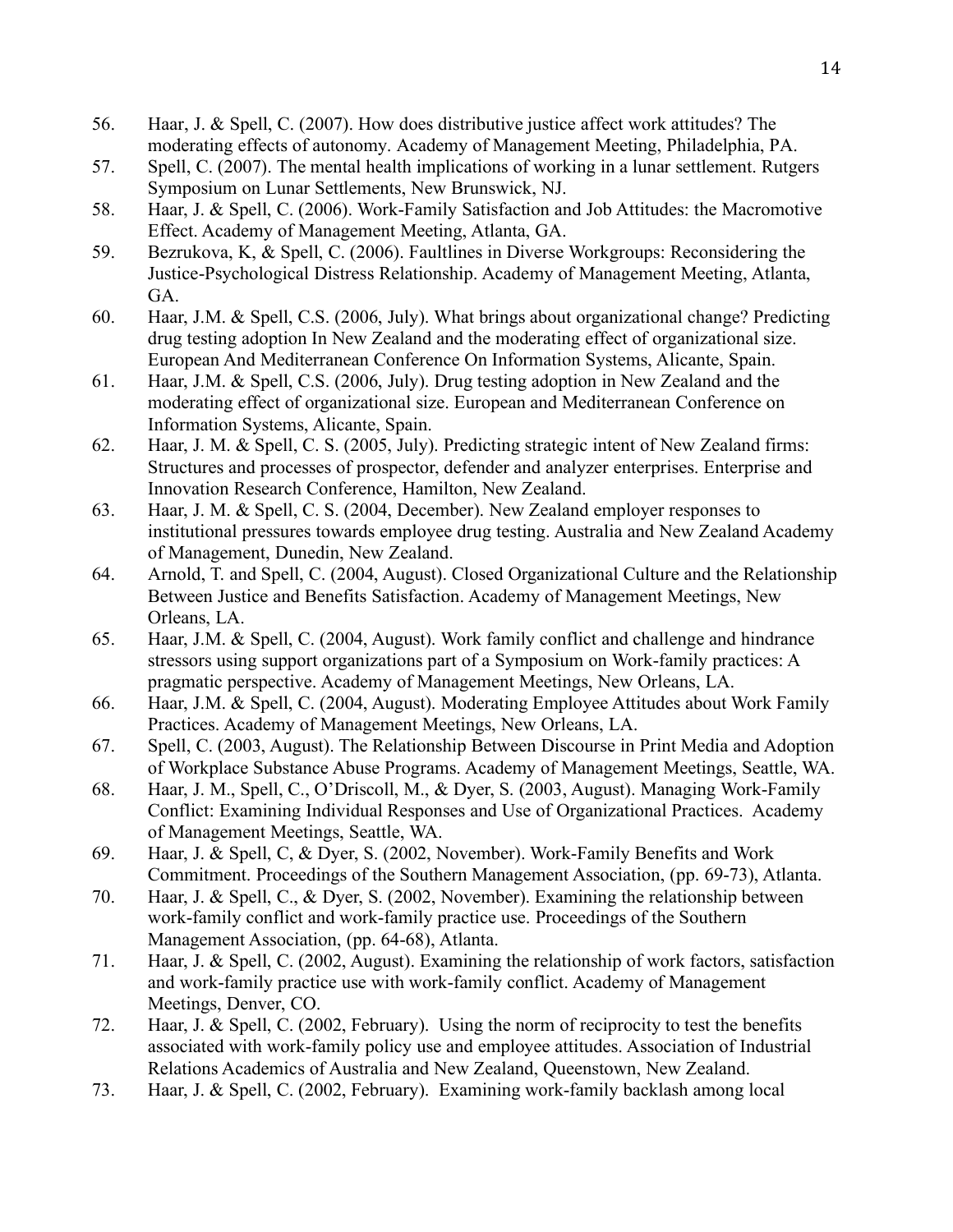56. Haar, J. & Spell, C. (2007). How does distributive justice affect work attitudes? The moderating effects of autonomy. Academy of Management Meeting, Philadelphia, PA.
57. Spell, C. (2007). The mental health implications of working in a lunar settlement. Rutgers Symposium on Lunar Settlements, New Brunswick, NJ.
58. Haar, J. & Spell, C. (2006). Work-Family Satisfaction and Job Attitudes: the Macromotive Effect. Academy of Management Meeting, Atlanta, GA.
59. Bezrukova, K, & Spell, C. (2006). Faultlines in Diverse Workgroups: Reconsidering the Justice-Psychological Distress Relationship. Academy of Management Meeting, Atlanta, GA.
60. Haar, J.M. & Spell, C.S. (2006, July). What brings about organizational change? Predicting drug testing adoption In New Zealand and the moderating effect of organizational size. European And Mediterranean Conference On Information Systems, Alicante, Spain.
61. Haar, J.M. & Spell, C.S. (2006, July). Drug testing adoption in New Zealand and the moderating effect of organizational size. European and Mediterranean Conference on Information Systems, Alicante, Spain.
62. Haar, J. M. & Spell, C. S. (2005, July). Predicting strategic intent of New Zealand firms: Structures and processes of prospector, defender and analyzer enterprises. Enterprise and Innovation Research Conference, Hamilton, New Zealand.
63. Haar, J. M. & Spell, C. S. (2004, December). New Zealand employer responses to institutional pressures towards employee drug testing. Australia and New Zealand Academy of Management, Dunedin, New Zealand.
64. Arnold, T. and Spell, C. (2004, August). Closed Organizational Culture and the Relationship Between Justice and Benefits Satisfaction. Academy of Management Meetings, New Orleans, LA.
65. Haar, J.M. & Spell, C. (2004, August). Work family conflict and challenge and hindrance stressors using support organizations part of a Symposium on Work-family practices: A pragmatic perspective. Academy of Management Meetings, New Orleans, LA.
66. Haar, J.M. & Spell, C. (2004, August). Moderating Employee Attitudes about Work Family Practices. Academy of Management Meetings, New Orleans, LA.
67. Spell, C. (2003, August). The Relationship Between Discourse in Print Media and Adoption of Workplace Substance Abuse Programs. Academy of Management Meetings, Seattle, WA.
68. Haar, J. M., Spell, C., O'Driscoll, M., & Dyer, S. (2003, August). Managing Work-Family Conflict: Examining Individual Responses and Use of Organizational Practices. Academy of Management Meetings, Seattle, WA.
69. Haar, J. & Spell, C, & Dyer, S. (2002, November). Work-Family Benefits and Work Commitment. Proceedings of the Southern Management Association, (pp. 69-73), Atlanta.
70. Haar, J. & Spell, C., & Dyer, S. (2002, November). Examining the relationship between work-family conflict and work-family practice use. Proceedings of the Southern Management Association, (pp. 64-68), Atlanta.
71. Haar, J. & Spell, C. (2002, August). Examining the relationship of work factors, satisfaction and work-family practice use with work-family conflict. Academy of Management Meetings, Denver, CO.
72. Haar, J. & Spell, C. (2002, February). Using the norm of reciprocity to test the benefits associated with work-family policy use and employee attitudes. Association of Industrial Relations Academics of Australia and New Zealand, Queenstown, New Zealand.
73. Haar, J. & Spell, C. (2002, February). Examining work-family backlash among local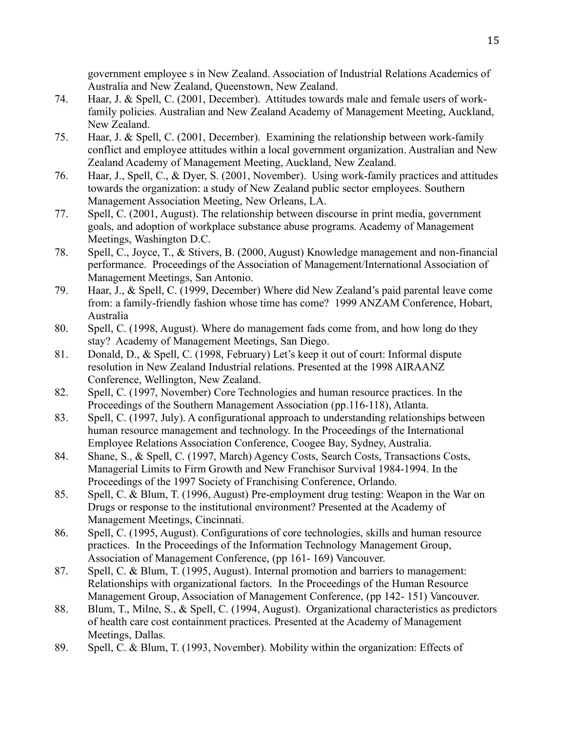government employee s in New Zealand. Association of Industrial Relations Academics of Australia and New Zealand, Queenstown, New Zealand.

74. Haar, J. & Spell, C. (2001, December). Attitudes towards male and female users of work-family policies. Australian and New Zealand Academy of Management Meeting, Auckland, New Zealand.
75. Haar, J. & Spell, C. (2001, December). Examining the relationship between work-family conflict and employee attitudes within a local government organization. Australian and New Zealand Academy of Management Meeting, Auckland, New Zealand.
76. Haar, J., Spell, C., & Dyer, S. (2001, November). Using work-family practices and attitudes towards the organization: a study of New Zealand public sector employees. Southern Management Association Meeting, New Orleans, LA.
77. Spell, C. (2001, August). The relationship between discourse in print media, government goals, and adoption of workplace substance abuse programs. Academy of Management Meetings, Washington D.C.
78. Spell, C., Joyce, T., & Stivers, B. (2000, August) Knowledge management and non-financial performance. Proceedings of the Association of Management/International Association of Management Meetings, San Antonio.
79. Haar, J., & Spell, C. (1999, December) Where did New Zealand's paid parental leave come from: a family-friendly fashion whose time has come? 1999 ANZAM Conference, Hobart, Australia
80. Spell, C. (1998, August). Where do management fads come from, and how long do they stay? Academy of Management Meetings, San Diego.
81. Donald, D., & Spell, C. (1998, February) Let's keep it out of court: Informal dispute resolution in New Zealand Industrial relations. Presented at the 1998 AIRAANZ Conference, Wellington, New Zealand.
82. Spell, C. (1997, November) Core Technologies and human resource practices. In the Proceedings of the Southern Management Association (pp.116-118), Atlanta.
83. Spell, C. (1997, July). A configurational approach to understanding relationships between human resource management and technology. In the Proceedings of the International Employee Relations Association Conference, Coogee Bay, Sydney, Australia.
84. Shane, S., & Spell, C. (1997, March) Agency Costs, Search Costs, Transactions Costs, Managerial Limits to Firm Growth and New Franchisor Survival 1984-1994. In the Proceedings of the 1997 Society of Franchising Conference, Orlando.
85. Spell, C. & Blum, T. (1996, August) Pre-employment drug testing: Weapon in the War on Drugs or response to the institutional environment? Presented at the Academy of Management Meetings, Cincinnati.
86. Spell, C. (1995, August). Configurations of core technologies, skills and human resource practices. In the Proceedings of the Information Technology Management Group, Association of Management Conference, (pp 161- 169) Vancouver.
87. Spell, C. & Blum, T. (1995, August). Internal promotion and barriers to management: Relationships with organizational factors. In the Proceedings of the Human Resource Management Group, Association of Management Conference, (pp 142- 151) Vancouver.
88. Blum, T., Milne, S., & Spell, C. (1994, August). Organizational characteristics as predictors of health care cost containment practices. Presented at the Academy of Management Meetings, Dallas.
89. Spell, C. & Blum, T. (1993, November). Mobility within the organization: Effects of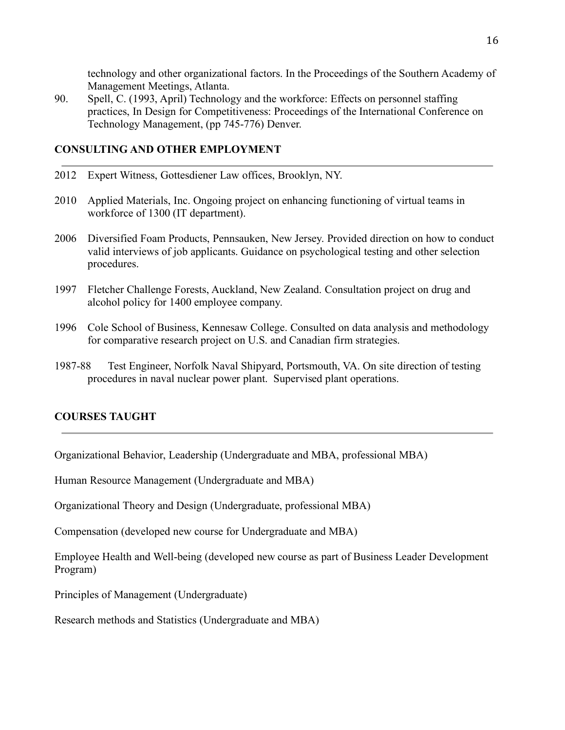technology and other organizational factors. In the Proceedings of the Southern Academy of Management Meetings, Atlanta.

90. Spell, C. (1993, April) Technology and the workforce: Effects on personnel staffing practices, In Design for Competitiveness: Proceedings of the International Conference on Technology Management, (pp 745-776) Denver.

## CONSULTING AND OTHER EMPLOYMENT

2012 Expert Witness, Gottesdiener Law offices, Brooklyn, NY.

2010 Applied Materials, Inc. Ongoing project on enhancing functioning of virtual teams in workforce of 1300 (IT department).

2006 Diversified Foam Products, Pennsauken, New Jersey. Provided direction on how to conduct valid interviews of job applicants. Guidance on psychological testing and other selection procedures.

1997 Fletcher Challenge Forests, Auckland, New Zealand. Consultation project on drug and alcohol policy for 1400 employee company.

1996 Cole School of Business, Kennesaw College. Consulted on data analysis and methodology for comparative research project on U.S. and Canadian firm strategies.

1987-88 Test Engineer, Norfolk Naval Shipyard, Portsmouth, VA. On site direction of testing procedures in naval nuclear power plant. Supervised plant operations.

## COURSES TAUGHT

Organizational Behavior, Leadership (Undergraduate and MBA, professional MBA)

Human Resource Management (Undergraduate and MBA)

Organizational Theory and Design (Undergraduate, professional MBA)

Compensation (developed new course for Undergraduate and MBA)

Employee Health and Well-being (developed new course as part of Business Leader Development Program)

Principles of Management (Undergraduate)

Research methods and Statistics (Undergraduate and MBA)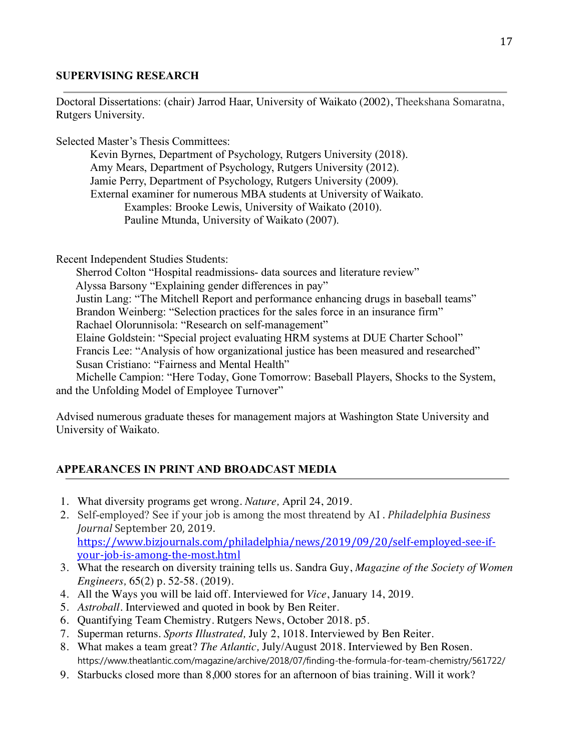## SUPERVISING RESEARCH

Doctoral Dissertations: (chair) Jarrod Haar, University of Waikato (2002), Theekshana Somaratna, Rutgers University.

Selected Master's Thesis Committees:

Kevin Byrnes, Department of Psychology, Rutgers University (2018).
Amy Mears, Department of Psychology, Rutgers University (2012).
Jamie Perry, Department of Psychology, Rutgers University (2009).
External examiner for numerous MBA students at University of Waikato.
Examples: Brooke Lewis, University of Waikato (2010).
Pauline Mtunda, University of Waikato (2007).

Recent Independent Studies Students:

Sherrod Colton "Hospital readmissions- data sources and literature review"
Alyssa Barsony "Explaining gender differences in pay"
Justin Lang: "The Mitchell Report and performance enhancing drugs in baseball teams"
Brandon Weinberg: "Selection practices for the sales force in an insurance firm"
Rachael Olorunnisola: "Research on self-management"
Elaine Goldstein: "Special project evaluating HRM systems at DUE Charter School"
Francis Lee: "Analysis of how organizational justice has been measured and researched"
Susan Cristiano: "Fairness and Mental Health"
Michelle Campion: "Here Today, Gone Tomorrow: Baseball Players, Shocks to the System, and the Unfolding Model of Employee Turnover"

Advised numerous graduate theses for management majors at Washington State University and University of Waikato.

## APPEARANCES IN PRINT AND BROADCAST MEDIA

1. What diversity programs get wrong. *Nature,* April 24, 2019.
2. Self-employed? See if your job is among the most threatend by AI . *Philadelphia Business Journal* September 20, 2019. https://www.bizjournals.com/philadelphia/news/2019/09/20/self-employed-see-if-your-job-is-among-the-most.html
3. What the research on diversity training tells us. Sandra Guy, *Magazine of the Society of Women Engineers*, 65(2) p. 52-58. (2019).
4. All the Ways you will be laid off. Interviewed for *Vice*, January 14, 2019.
5. *Astroball*. Interviewed and quoted in book by Ben Reiter.
6. Quantifying Team Chemistry. Rutgers News, October 2018. p5.
7. Superman returns. *Sports Illustrated,* July 2, 1018. Interviewed by Ben Reiter.
8. What makes a team great? *The Atlantic,* July/August 2018. Interviewed by Ben Rosen. https://www.theatlantic.com/magazine/archive/2018/07/finding-the-formula-for-team-chemistry/561722/
9. Starbucks closed more than 8,000 stores for an afternoon of bias training. Will it work?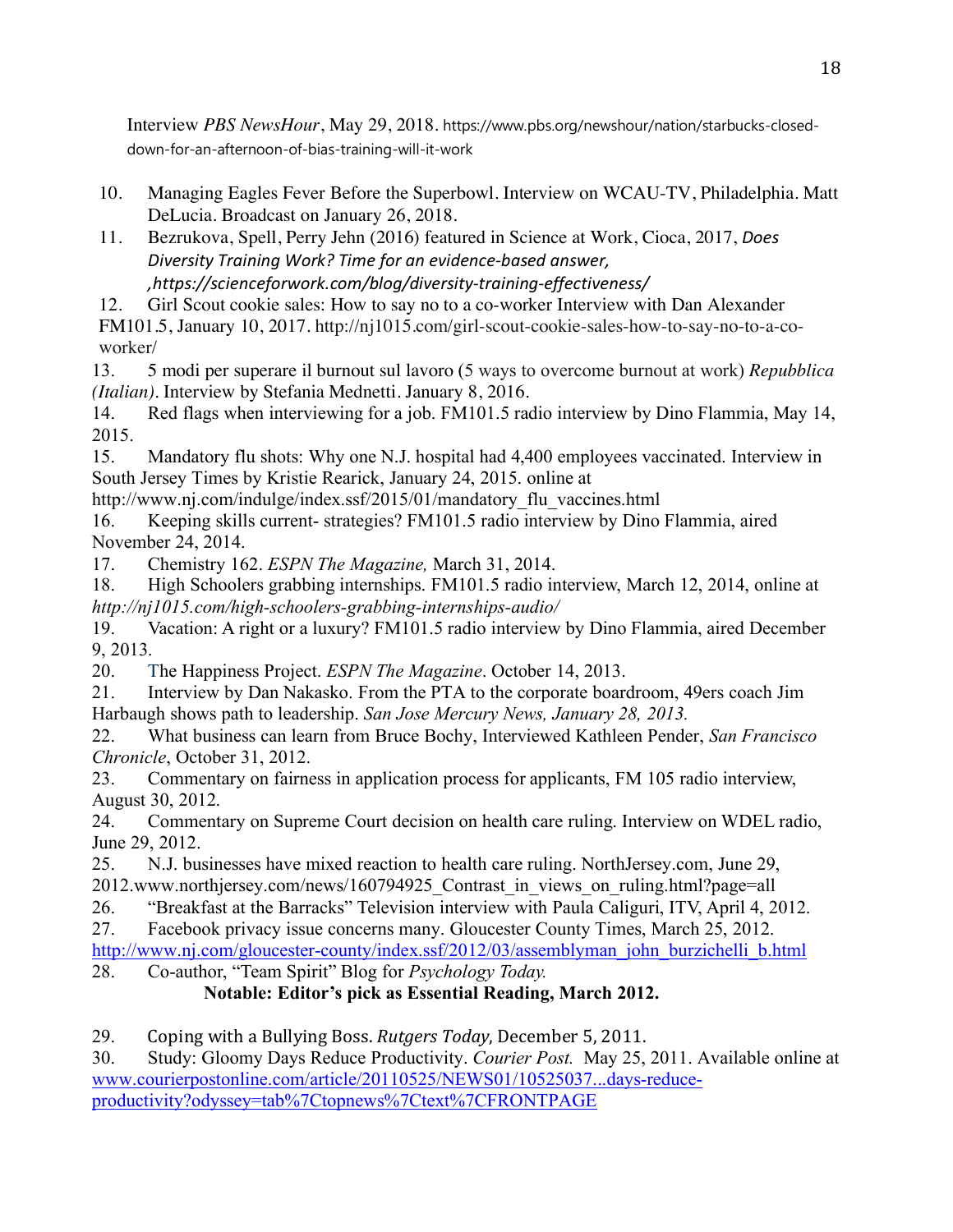Interview *PBS NewsHour*, May 29, 2018. https://www.pbs.org/newshour/nation/starbucks-closed-down-for-an-afternoon-of-bias-training-will-it-work

10. Managing Eagles Fever Before the Superbowl. Interview on WCAU-TV, Philadelphia. Matt DeLucia. Broadcast on January 26, 2018.
11. Bezrukova, Spell, Perry Jehn (2016) featured in Science at Work, Cioca, 2017, *Does Diversity Training Work? Time for an evidence-based answer, ,https://scienceforwork.com/blog/diversity-training-effectiveness/*
12. Girl Scout cookie sales: How to say no to a co-worker Interview with Dan Alexander FM101.5, January 10, 2017. http://nj1015.com/girl-scout-cookie-sales-how-to-say-no-to-a-co-worker/
13. 5 modi per superare il burnout sul lavoro (5 ways to overcome burnout at work) *Repubblica (Italian)*. Interview by Stefania Mednetti. January 8, 2016.
14. Red flags when interviewing for a job. FM101.5 radio interview by Dino Flammia, May 14, 2015.
15. Mandatory flu shots: Why one N.J. hospital had 4,400 employees vaccinated. Interview in South Jersey Times by Kristie Rearick, January 24, 2015. online at http://www.nj.com/indulge/index.ssf/2015/01/mandatory_flu_vaccines.html
16. Keeping skills current- strategies? FM101.5 radio interview by Dino Flammia, aired November 24, 2014.
17. Chemistry 162. *ESPN The Magazine,* March 31, 2014.
18. High Schoolers grabbing internships. FM101.5 radio interview, March 12, 2014, online at *http://nj1015.com/high-schoolers-grabbing-internships-audio/*
19. Vacation: A right or a luxury? FM101.5 radio interview by Dino Flammia, aired December 9, 2013.
20. The Happiness Project. *ESPN The Magazine*. October 14, 2013.
21. Interview by Dan Nakasko. From the PTA to the corporate boardroom, 49ers coach Jim Harbaugh shows path to leadership. *San Jose Mercury News, January 28, 2013.*
22. What business can learn from Bruce Bochy, Interviewed Kathleen Pender, *San Francisco Chronicle*, October 31, 2012.
23. Commentary on fairness in application process for applicants, FM 105 radio interview, August 30, 2012.
24. Commentary on Supreme Court decision on health care ruling. Interview on WDEL radio, June 29, 2012.
25. N.J. businesses have mixed reaction to health care ruling. NorthJersey.com, June 29, 2012.www.northjersey.com/news/160794925_Contrast_in_views_on_ruling.html?page=all
26. "Breakfast at the Barracks" Television interview with Paula Caliguri, ITV, April 4, 2012.
27. Facebook privacy issue concerns many. Gloucester County Times, March 25, 2012. http://www.nj.com/gloucester-county/index.ssf/2012/03/assemblyman_john_burzichelli_b.html
28. Co-author, "Team Spirit" Blog for *Psychology Today.*
    **Notable: Editor's pick as Essential Reading, March 2012.**
29. Coping with a Bullying Boss. *Rutgers Today,* December 5, 2011.
30. Study: Gloomy Days Reduce Productivity. *Courier Post.* May 25, 2011. Available online at www.courierpostonline.com/article/20110525/NEWS01/10525037...days-reduce-productivity?odyssey=tab%7Ctopnews%7Ctext%7CFRONTPAGE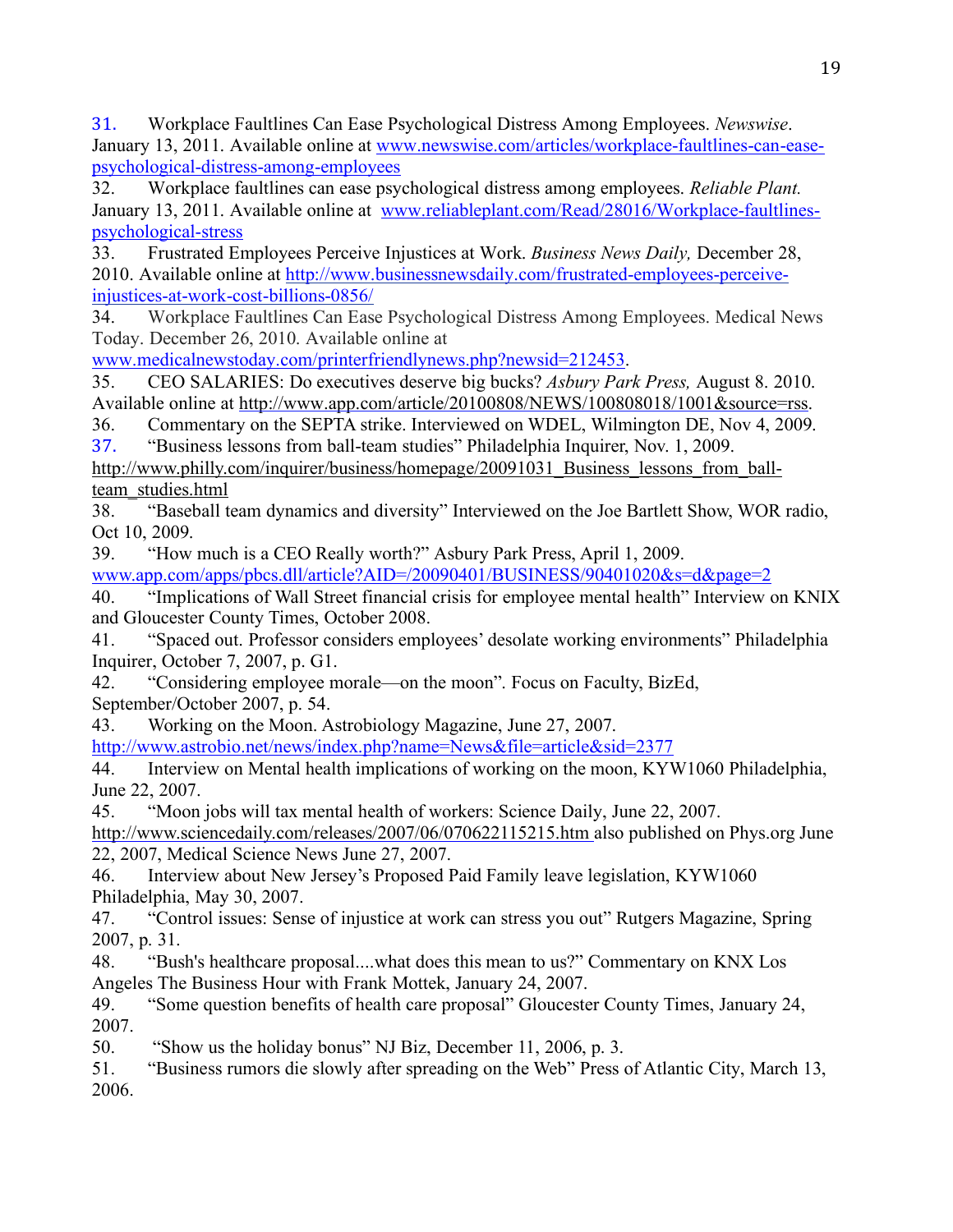31. Workplace Faultlines Can Ease Psychological Distress Among Employees. *Newswise*. January 13, 2011. Available online at www.newswise.com/articles/workplace-faultlines-can-ease-psychological-distress-among-employees

32. Workplace faultlines can ease psychological distress among employees. *Reliable Plant.* January 13, 2011. Available online at www.reliableplant.com/Read/28016/Workplace-faultlines-psychological-stress

33. Frustrated Employees Perceive Injustices at Work. *Business News Daily,* December 28, 2010. Available online at http://www.businessnewsdaily.com/frustrated-employees-perceive-injustices-at-work-cost-billions-0856/

34. Workplace Faultlines Can Ease Psychological Distress Among Employees. Medical News Today. December 26, 2010. Available online at www.medicalnewstoday.com/printerfriendlynews.php?newsid=212453.

35. CEO SALARIES: Do executives deserve big bucks? *Asbury Park Press,* August 8. 2010. Available online at http://www.app.com/article/20100808/NEWS/100808018/1001&source=rss.

36. Commentary on the SEPTA strike. Interviewed on WDEL, Wilmington DE, Nov 4, 2009.

37. "Business lessons from ball-team studies" Philadelphia Inquirer, Nov. 1, 2009. http://www.philly.com/inquirer/business/homepage/20091031_Business_lessons_from_ball-team_studies.html

38. "Baseball team dynamics and diversity" Interviewed on the Joe Bartlett Show, WOR radio, Oct 10, 2009.

39. "How much is a CEO Really worth?" Asbury Park Press, April 1, 2009. www.app.com/apps/pbcs.dll/article?AID=/20090401/BUSINESS/90401020&s=d&page=2

40. "Implications of Wall Street financial crisis for employee mental health" Interview on KNIX and Gloucester County Times, October 2008.

41. "Spaced out. Professor considers employees' desolate working environments" Philadelphia Inquirer, October 7, 2007, p. G1.

42. "Considering employee morale—on the moon". Focus on Faculty, BizEd, September/October 2007, p. 54.

43. Working on the Moon. Astrobiology Magazine, June 27, 2007. http://www.astrobio.net/news/index.php?name=News&file=article&sid=2377

44. Interview on Mental health implications of working on the moon, KYW1060 Philadelphia, June 22, 2007.

45. "Moon jobs will tax mental health of workers: Science Daily, June 22, 2007. http://www.sciencedaily.com/releases/2007/06/070622115215.htm also published on Phys.org June 22, 2007, Medical Science News June 27, 2007.

46. Interview about New Jersey's Proposed Paid Family leave legislation, KYW1060 Philadelphia, May 30, 2007.

47. "Control issues: Sense of injustice at work can stress you out" Rutgers Magazine, Spring 2007, p. 31.

48. "Bush's healthcare proposal....what does this mean to us?" Commentary on KNX Los Angeles The Business Hour with Frank Mottek, January 24, 2007.

49. "Some question benefits of health care proposal" Gloucester County Times, January 24, 2007.

50. "Show us the holiday bonus" NJ Biz, December 11, 2006, p. 3.

51. "Business rumors die slowly after spreading on the Web" Press of Atlantic City, March 13, 2006.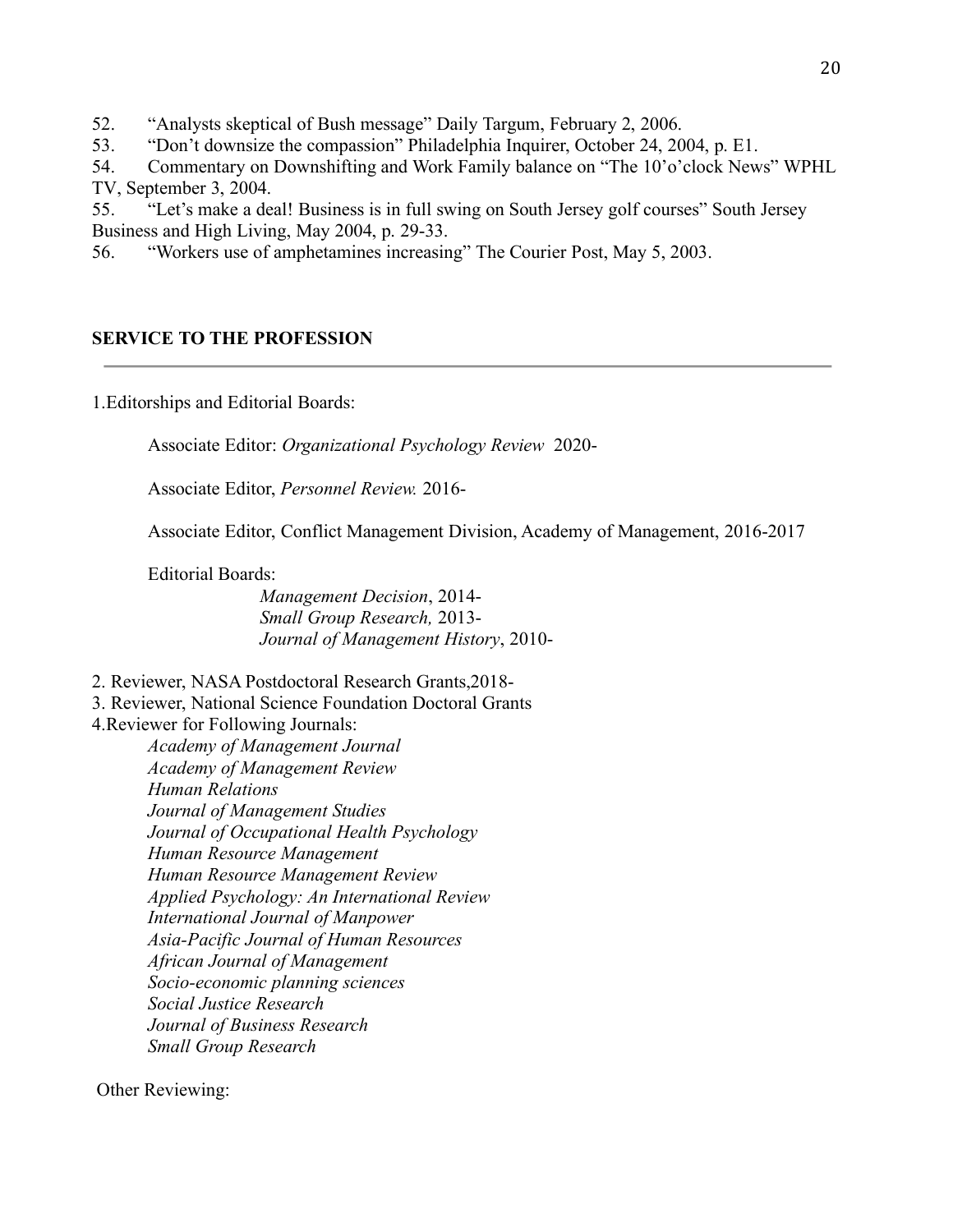52. "Analysts skeptical of Bush message" Daily Targum, February 2, 2006.
53. "Don't downsize the compassion" Philadelphia Inquirer, October 24, 2004, p. E1.
54. Commentary on Downshifting and Work Family balance on "The 10'o'clock News" WPHL TV, September 3, 2004.
55. "Let's make a deal! Business is in full swing on South Jersey golf courses" South Jersey Business and High Living, May 2004, p. 29-33.
56. "Workers use of amphetamines increasing" The Courier Post, May 5, 2003.

## SERVICE TO THE PROFESSION

1.Editorships and Editorial Boards:

Associate Editor: *Organizational Psychology Review* 2020-

Associate Editor, *Personnel Review.* 2016-

Associate Editor, Conflict Management Division, Academy of Management, 2016-2017

Editorial Boards:

*Management Decision*, 2014-
*Small Group Research,* 2013-
*Journal of Management History*, 2010-

2. Reviewer, NASA Postdoctoral Research Grants,2018-
3. Reviewer, National Science Foundation Doctoral Grants
4.Reviewer for Following Journals:

*Academy of Management Journal*
*Academy of Management Review*
*Human Relations*
*Journal of Management Studies*
*Journal of Occupational Health Psychology*
*Human Resource Management*
*Human Resource Management Review*
*Applied Psychology: An International Review*
*International Journal of Manpower*
*Asia-Pacific Journal of Human Resources*
*African Journal of Management*
*Socio-economic planning sciences*
*Social Justice Research*
*Journal of Business Research*
*Small Group Research*

Other Reviewing: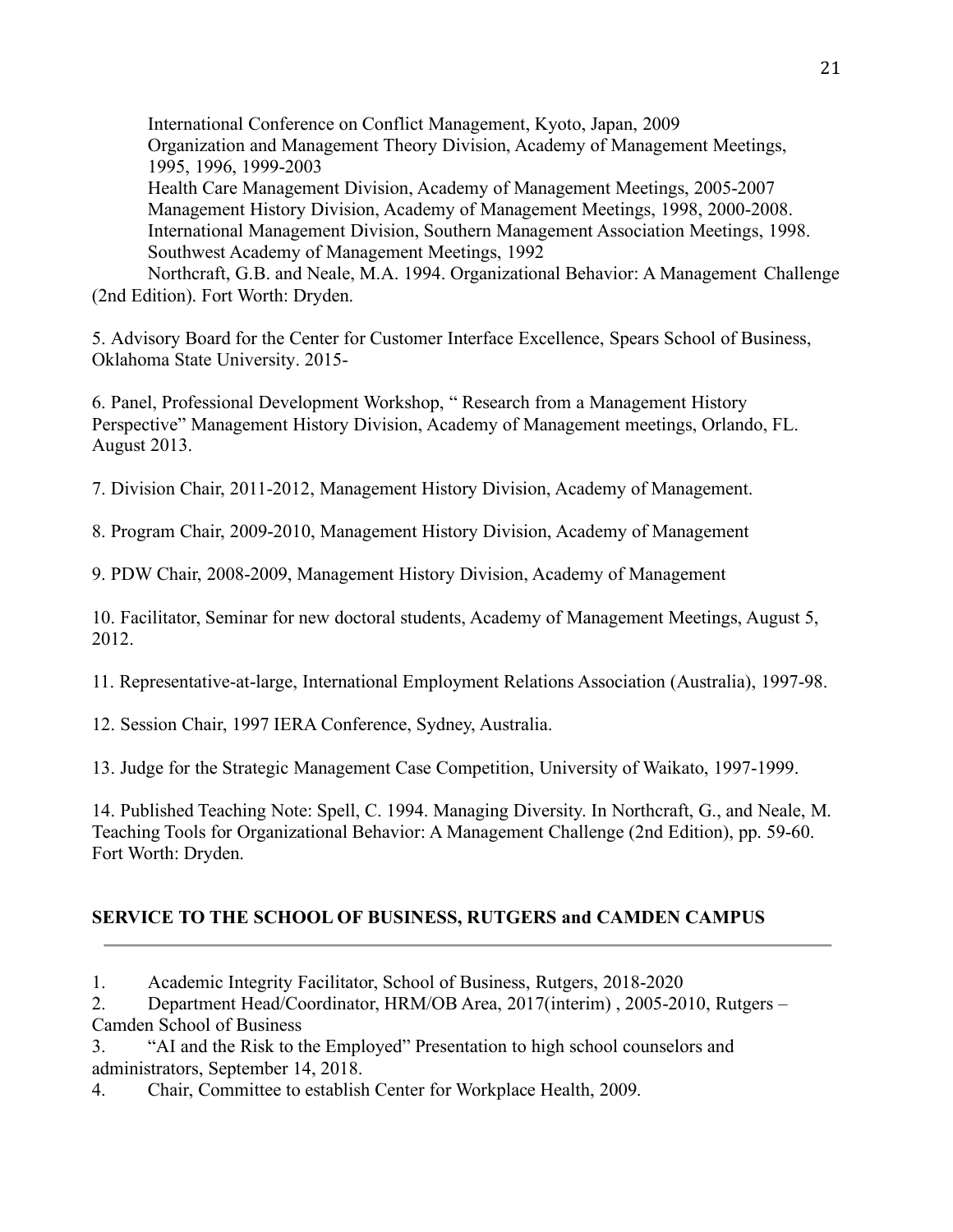International Conference on Conflict Management, Kyoto, Japan, 2009
Organization and Management Theory Division, Academy of Management Meetings, 1995, 1996, 1999-2003
Health Care Management Division, Academy of Management Meetings, 2005-2007
Management History Division, Academy of Management Meetings, 1998, 2000-2008.
International Management Division, Southern Management Association Meetings, 1998.
Southwest Academy of Management Meetings, 1992
Northcraft, G.B. and Neale, M.A. 1994. Organizational Behavior: A Management Challenge (2nd Edition). Fort Worth: Dryden.

5. Advisory Board for the Center for Customer Interface Excellence, Spears School of Business, Oklahoma State University. 2015-

6. Panel, Professional Development Workshop, " Research from a Management History Perspective" Management History Division, Academy of Management meetings, Orlando, FL. August 2013.

7. Division Chair, 2011-2012, Management History Division, Academy of Management.

8. Program Chair, 2009-2010, Management History Division, Academy of Management

9. PDW Chair, 2008-2009, Management History Division, Academy of Management

10. Facilitator, Seminar for new doctoral students, Academy of Management Meetings, August 5, 2012.

11. Representative-at-large, International Employment Relations Association (Australia), 1997-98.

12. Session Chair, 1997 IERA Conference, Sydney, Australia.

13. Judge for the Strategic Management Case Competition, University of Waikato, 1997-1999.

14. Published Teaching Note: Spell, C. 1994. Managing Diversity. In Northcraft, G., and Neale, M. Teaching Tools for Organizational Behavior: A Management Challenge (2nd Edition), pp. 59-60. Fort Worth: Dryden.

**SERVICE TO THE SCHOOL OF BUSINESS, RUTGERS and CAMDEN CAMPUS**

---

1. Academic Integrity Facilitator, School of Business, Rutgers, 2018-2020
2. Department Head/Coordinator, HRM/OB Area, 2017(interim) , 2005-2010, Rutgers – Camden School of Business
3. "AI and the Risk to the Employed" Presentation to high school counselors and administrators, September 14, 2018.
4. Chair, Committee to establish Center for Workplace Health, 2009.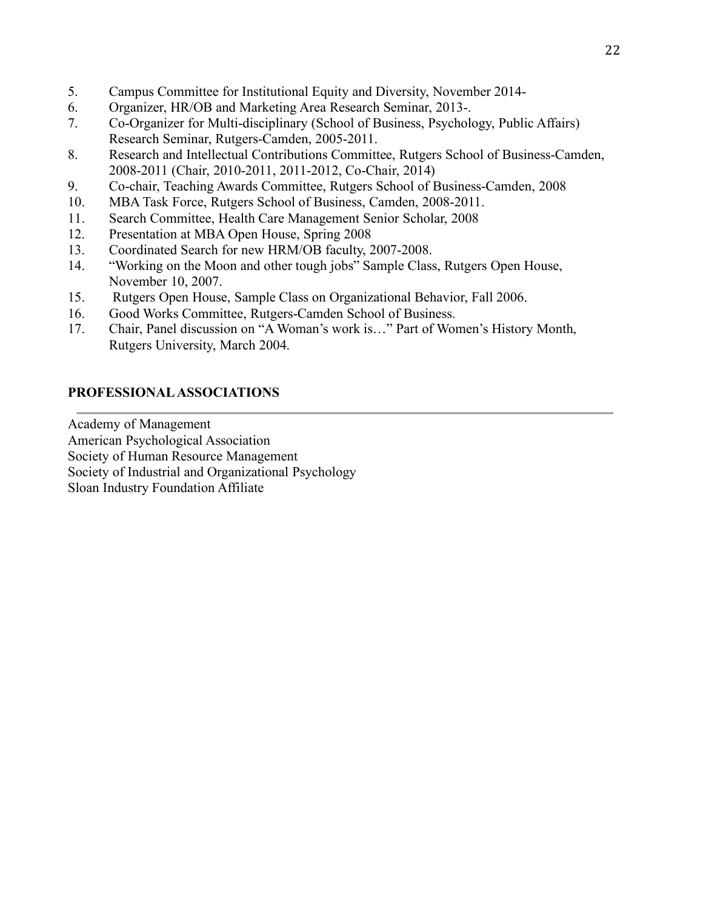5. Campus Committee for Institutional Equity and Diversity, November 2014-
6. Organizer, HR/OB and Marketing Area Research Seminar, 2013-.
7. Co-Organizer for Multi-disciplinary (School of Business, Psychology, Public Affairs) Research Seminar, Rutgers-Camden, 2005-2011.
8. Research and Intellectual Contributions Committee, Rutgers School of Business-Camden, 2008-2011 (Chair, 2010-2011, 2011-2012, Co-Chair, 2014)
9. Co-chair, Teaching Awards Committee, Rutgers School of Business-Camden, 2008
10. MBA Task Force, Rutgers School of Business, Camden, 2008-2011.
11. Search Committee, Health Care Management Senior Scholar, 2008
12. Presentation at MBA Open House, Spring 2008
13. Coordinated Search for new HRM/OB faculty, 2007-2008.
14. "Working on the Moon and other tough jobs" Sample Class, Rutgers Open House, November 10, 2007.
15. Rutgers Open House, Sample Class on Organizational Behavior, Fall 2006.
16. Good Works Committee, Rutgers-Camden School of Business.
17. Chair, Panel discussion on "A Woman's work is…" Part of Women's History Month, Rutgers University, March 2004.

## PROFESSIONAL ASSOCIATIONS

Academy of Management
American Psychological Association
Society of Human Resource Management
Society of Industrial and Organizational Psychology
Sloan Industry Foundation Affiliate